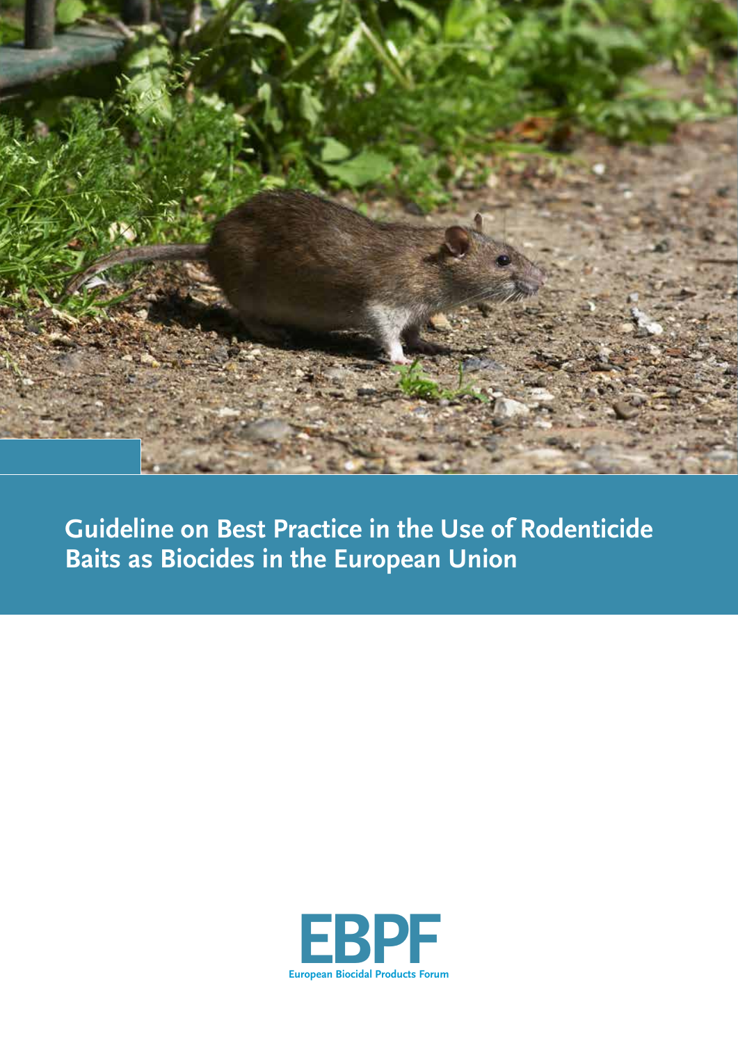# Guideline on Best Practice in the Use of Rodenticide Baits as Biocides in the European Union

EBPF

European Biocidal Products Forum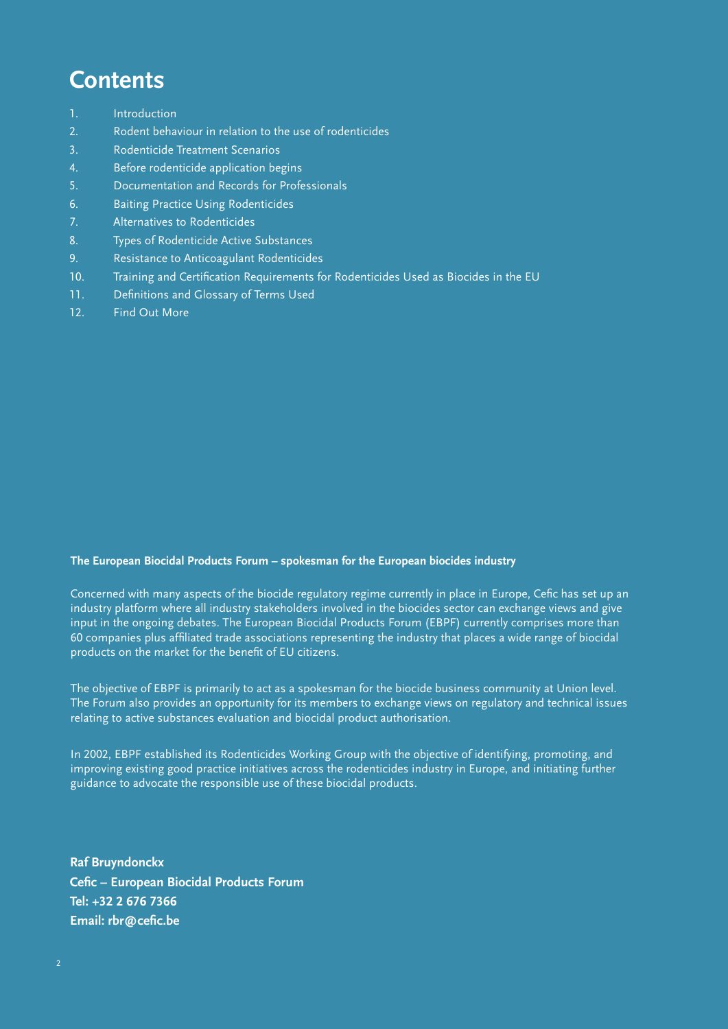# Contents

1. Introduction
2. Rodent behaviour in relation to the use of rodenticides
3. Rodenticide Treatment Scenarios
4. Before rodenticide application begins
5. Documentation and Records for Professionals
6. Baiting Practice Using Rodenticides
7. Alternatives to Rodenticides
8. Types of Rodenticide Active Substances
9. Resistance to Anticoagulant Rodenticides
10. Training and Certification Requirements for Rodenticides Used as Biocides in the EU
11. Definitions and Glossary of Terms Used
12. Find Out More

**The European Biocidal Products Forum – spokesman for the European biocides industry**

Concerned with many aspects of the biocide regulatory regime currently in place in Europe, Cefic has set up an industry platform where all industry stakeholders involved in the biocides sector can exchange views and give input in the ongoing debates. The European Biocidal Products Forum (EBPF) currently comprises more than 60 companies plus affiliated trade associations representing the industry that places a wide range of biocidal products on the market for the benefit of EU citizens.

The objective of EBPF is primarily to act as a spokesman for the biocide business community at Union level. The Forum also provides an opportunity for its members to exchange views on regulatory and technical issues relating to active substances evaluation and biocidal product authorisation.

In 2002, EBPF established its Rodenticides Working Group with the objective of identifying, promoting, and improving existing good practice initiatives across the rodenticides industry in Europe, and initiating further guidance to advocate the responsible use of these biocidal products.

**Raf Bruyndonckx**
**Cefic – European Biocidal Products Forum**
**Tel: +32 2 676 7366**
**Email: rbr@cefic.be**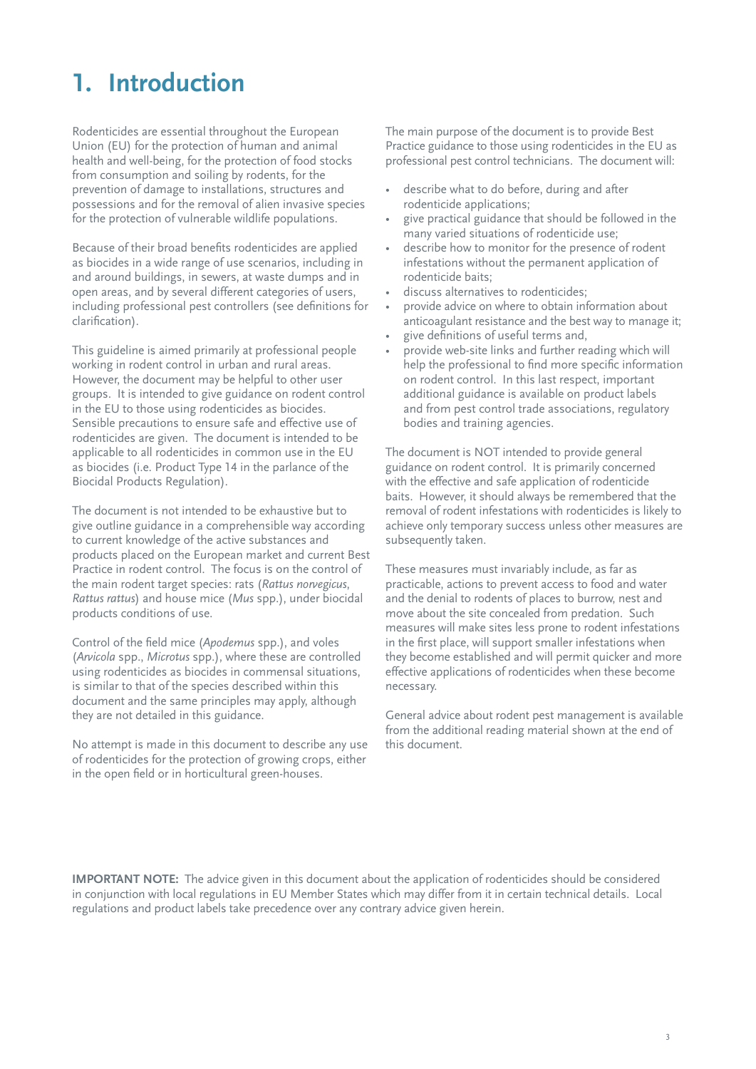# 1. Introduction

Rodenticides are essential throughout the European Union (EU) for the protection of human and animal health and well-being, for the protection of food stocks from consumption and soiling by rodents, for the prevention of damage to installations, structures and possessions and for the removal of alien invasive species for the protection of vulnerable wildlife populations.

Because of their broad benefits rodenticides are applied as biocides in a wide range of use scenarios, including in and around buildings, in sewers, at waste dumps and in open areas, and by several different categories of users, including professional pest controllers (see definitions for clarification).

This guideline is aimed primarily at professional people working in rodent control in urban and rural areas. However, the document may be helpful to other user groups. It is intended to give guidance on rodent control in the EU to those using rodenticides as biocides. Sensible precautions to ensure safe and effective use of rodenticides are given. The document is intended to be applicable to all rodenticides in common use in the EU as biocides (i.e. Product Type 14 in the parlance of the Biocidal Products Regulation).

The document is not intended to be exhaustive but to give outline guidance in a comprehensible way according to current knowledge of the active substances and products placed on the European market and current Best Practice in rodent control. The focus is on the control of the main rodent target species: rats (*Rattus norvegicus*, *Rattus rattus*) and house mice (*Mus* spp.), under biocidal products conditions of use.

Control of the field mice (*Apodemus* spp.), and voles (*Arvicola* spp., *Microtus* spp.), where these are controlled using rodenticides as biocides in commensal situations, is similar to that of the species described within this document and the same principles may apply, although they are not detailed in this guidance.

No attempt is made in this document to describe any use of rodenticides for the protection of growing crops, either in the open field or in horticultural green-houses.

The main purpose of the document is to provide Best Practice guidance to those using rodenticides in the EU as professional pest control technicians. The document will:

- describe what to do before, during and after rodenticide applications;
- give practical guidance that should be followed in the many varied situations of rodenticide use;
- describe how to monitor for the presence of rodent infestations without the permanent application of rodenticide baits;
- discuss alternatives to rodenticides;
- provide advice on where to obtain information about anticoagulant resistance and the best way to manage it;
- give definitions of useful terms and,
- provide web-site links and further reading which will help the professional to find more specific information on rodent control. In this last respect, important additional guidance is available on product labels and from pest control trade associations, regulatory bodies and training agencies.

The document is NOT intended to provide general guidance on rodent control. It is primarily concerned with the effective and safe application of rodenticide baits. However, it should always be remembered that the removal of rodent infestations with rodenticides is likely to achieve only temporary success unless other measures are subsequently taken.

These measures must invariably include, as far as practicable, actions to prevent access to food and water and the denial to rodents of places to burrow, nest and move about the site concealed from predation. Such measures will make sites less prone to rodent infestations in the first place, will support smaller infestations when they become established and will permit quicker and more effective applications of rodenticides when these become necessary.

General advice about rodent pest management is available from the additional reading material shown at the end of this document.

**IMPORTANT NOTE:** The advice given in this document about the application of rodenticides should be considered in conjunction with local regulations in EU Member States which may differ from it in certain technical details. Local regulations and product labels take precedence over any contrary advice given herein.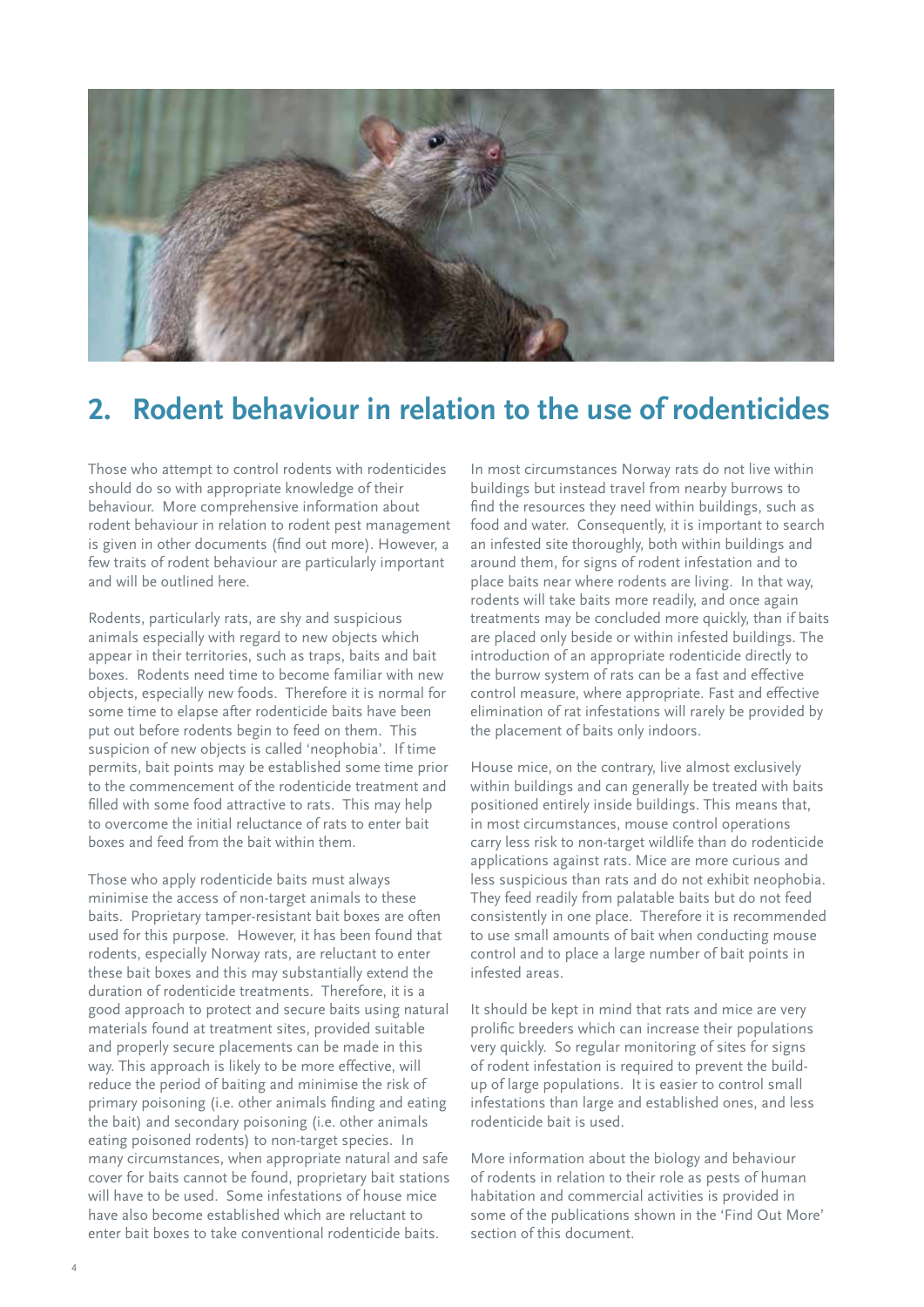## 2. Rodent behaviour in relation to the use of rodenticides

Those who attempt to control rodents with rodenticides should do so with appropriate knowledge of their behaviour. More comprehensive information about rodent behaviour in relation to rodent pest management is given in other documents (find out more). However, a few traits of rodent behaviour are particularly important and will be outlined here.

Rodents, particularly rats, are shy and suspicious animals especially with regard to new objects which appear in their territories, such as traps, baits and bait boxes. Rodents need time to become familiar with new objects, especially new foods. Therefore it is normal for some time to elapse after rodenticide baits have been put out before rodents begin to feed on them. This suspicion of new objects is called 'neophobia'. If time permits, bait points may be established some time prior to the commencement of the rodenticide treatment and filled with some food attractive to rats. This may help to overcome the initial reluctance of rats to enter bait boxes and feed from the bait within them.

Those who apply rodenticide baits must always minimise the access of non-target animals to these baits. Proprietary tamper-resistant bait boxes are often used for this purpose. However, it has been found that rodents, especially Norway rats, are reluctant to enter these bait boxes and this may substantially extend the duration of rodenticide treatments. Therefore, it is a good approach to protect and secure baits using natural materials found at treatment sites, provided suitable and properly secure placements can be made in this way. This approach is likely to be more effective, will reduce the period of baiting and minimise the risk of primary poisoning (i.e. other animals finding and eating the bait) and secondary poisoning (i.e. other animals eating poisoned rodents) to non-target species. In many circumstances, when appropriate natural and safe cover for baits cannot be found, proprietary bait stations will have to be used. Some infestations of house mice have also become established which are reluctant to enter bait boxes to take conventional rodenticide baits.

In most circumstances Norway rats do not live within buildings but instead travel from nearby burrows to find the resources they need within buildings, such as food and water. Consequently, it is important to search an infested site thoroughly, both within buildings and around them, for signs of rodent infestation and to place baits near where rodents are living. In that way, rodents will take baits more readily, and once again treatments may be concluded more quickly, than if baits are placed only beside or within infested buildings. The introduction of an appropriate rodenticide directly to the burrow system of rats can be a fast and effective control measure, where appropriate. Fast and effective elimination of rat infestations will rarely be provided by the placement of baits only indoors.

House mice, on the contrary, live almost exclusively within buildings and can generally be treated with baits positioned entirely inside buildings. This means that, in most circumstances, mouse control operations carry less risk to non-target wildlife than do rodenticide applications against rats. Mice are more curious and less suspicious than rats and do not exhibit neophobia. They feed readily from palatable baits but do not feed consistently in one place. Therefore it is recommended to use small amounts of bait when conducting mouse control and to place a large number of bait points in infested areas.

It should be kept in mind that rats and mice are very prolific breeders which can increase their populations very quickly. So regular monitoring of sites for signs of rodent infestation is required to prevent the build-up of large populations. It is easier to control small infestations than large and established ones, and less rodenticide bait is used.

More information about the biology and behaviour of rodents in relation to their role as pests of human habitation and commercial activities is provided in some of the publications shown in the 'Find Out More' section of this document.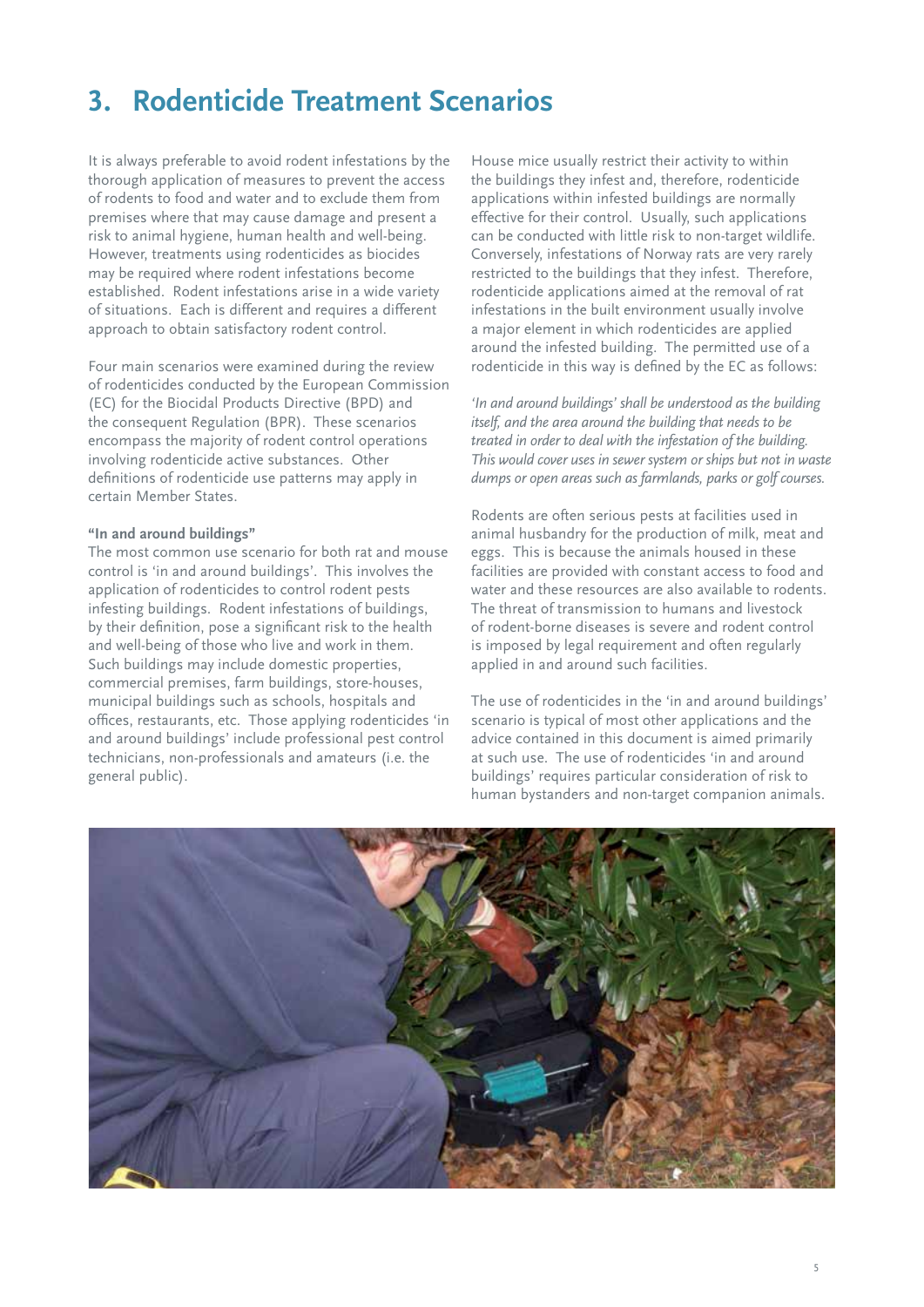# 3. Rodenticide Treatment Scenarios

It is always preferable to avoid rodent infestations by the thorough application of measures to prevent the access of rodents to food and water and to exclude them from premises where that may cause damage and present a risk to animal hygiene, human health and well-being. However, treatments using rodenticides as biocides may be required where rodent infestations become established. Rodent infestations arise in a wide variety of situations. Each is different and requires a different approach to obtain satisfactory rodent control.

Four main scenarios were examined during the review of rodenticides conducted by the European Commission (EC) for the Biocidal Products Directive (BPD) and the consequent Regulation (BPR). These scenarios encompass the majority of rodent control operations involving rodenticide active substances. Other definitions of rodenticide use patterns may apply in certain Member States.

**"In and around buildings"**

The most common use scenario for both rat and mouse control is 'in and around buildings'. This involves the application of rodenticides to control rodent pests infesting buildings. Rodent infestations of buildings, by their definition, pose a significant risk to the health and well-being of those who live and work in them. Such buildings may include domestic properties, commercial premises, farm buildings, store-houses, municipal buildings such as schools, hospitals and offices, restaurants, etc. Those applying rodenticides 'in and around buildings' include professional pest control technicians, non-professionals and amateurs (i.e. the general public).

House mice usually restrict their activity to within the buildings they infest and, therefore, rodenticide applications within infested buildings are normally effective for their control. Usually, such applications can be conducted with little risk to non-target wildlife. Conversely, infestations of Norway rats are very rarely restricted to the buildings that they infest. Therefore, rodenticide applications aimed at the removal of rat infestations in the built environment usually involve a major element in which rodenticides are applied around the infested building. The permitted use of a rodenticide in this way is defined by the EC as follows:

*'In and around buildings' shall be understood as the building itself, and the area around the building that needs to be treated in order to deal with the infestation of the building. This would cover uses in sewer system or ships but not in waste dumps or open areas such as farmlands, parks or golf courses.*

Rodents are often serious pests at facilities used in animal husbandry for the production of milk, meat and eggs. This is because the animals housed in these facilities are provided with constant access to food and water and these resources are also available to rodents. The threat of transmission to humans and livestock of rodent-borne diseases is severe and rodent control is imposed by legal requirement and often regularly applied in and around such facilities.

The use of rodenticides in the 'in and around buildings' scenario is typical of most other applications and the advice contained in this document is aimed primarily at such use. The use of rodenticides 'in and around buildings' requires particular consideration of risk to human bystanders and non-target companion animals.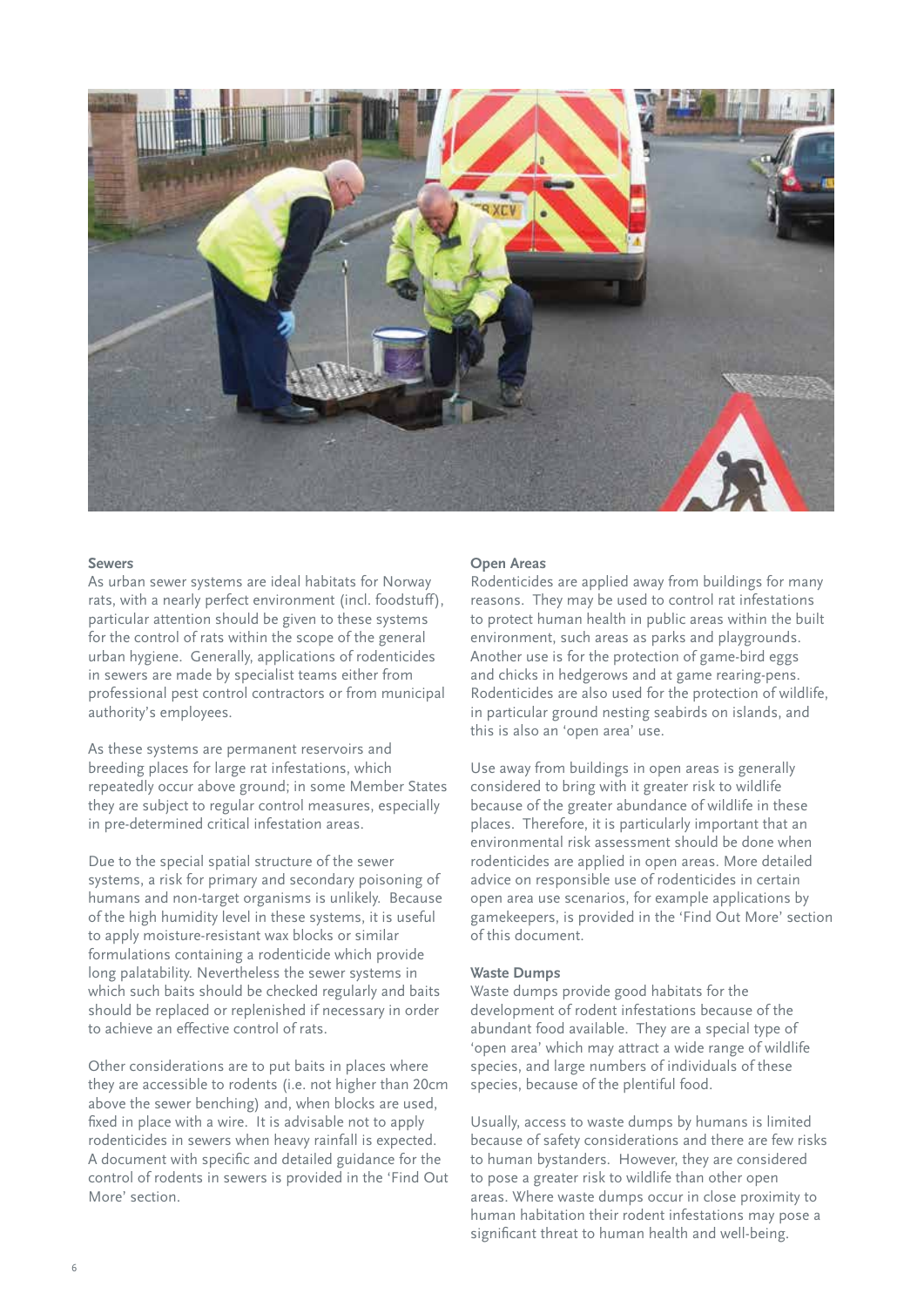### Sewers

As urban sewer systems are ideal habitats for Norway rats, with a nearly perfect environment (incl. foodstuff), particular attention should be given to these systems for the control of rats within the scope of the general urban hygiene. Generally, applications of rodenticides in sewers are made by specialist teams either from professional pest control contractors or from municipal authority's employees.

As these systems are permanent reservoirs and breeding places for large rat infestations, which repeatedly occur above ground; in some Member States they are subject to regular control measures, especially in pre-determined critical infestation areas.

Due to the special spatial structure of the sewer systems, a risk for primary and secondary poisoning of humans and non-target organisms is unlikely. Because of the high humidity level in these systems, it is useful to apply moisture-resistant wax blocks or similar formulations containing a rodenticide which provide long palatability. Nevertheless the sewer systems in which such baits should be checked regularly and baits should be replaced or replenished if necessary in order to achieve an effective control of rats.

Other considerations are to put baits in places where they are accessible to rodents (i.e. not higher than 20cm above the sewer benching) and, when blocks are used, fixed in place with a wire. It is advisable not to apply rodenticides in sewers when heavy rainfall is expected. A document with specific and detailed guidance for the control of rodents in sewers is provided in the 'Find Out More' section.

### Open Areas

Rodenticides are applied away from buildings for many reasons. They may be used to control rat infestations to protect human health in public areas within the built environment, such areas as parks and playgrounds. Another use is for the protection of game-bird eggs and chicks in hedgerows and at game rearing-pens. Rodenticides are also used for the protection of wildlife, in particular ground nesting seabirds on islands, and this is also an 'open area' use.

Use away from buildings in open areas is generally considered to bring with it greater risk to wildlife because of the greater abundance of wildlife in these places. Therefore, it is particularly important that an environmental risk assessment should be done when rodenticides are applied in open areas. More detailed advice on responsible use of rodenticides in certain open area use scenarios, for example applications by gamekeepers, is provided in the 'Find Out More' section of this document.

### Waste Dumps

Waste dumps provide good habitats for the development of rodent infestations because of the abundant food available. They are a special type of 'open area' which may attract a wide range of wildlife species, and large numbers of individuals of these species, because of the plentiful food.

Usually, access to waste dumps by humans is limited because of safety considerations and there are few risks to human bystanders. However, they are considered to pose a greater risk to wildlife than other open areas. Where waste dumps occur in close proximity to human habitation their rodent infestations may pose a significant threat to human health and well-being.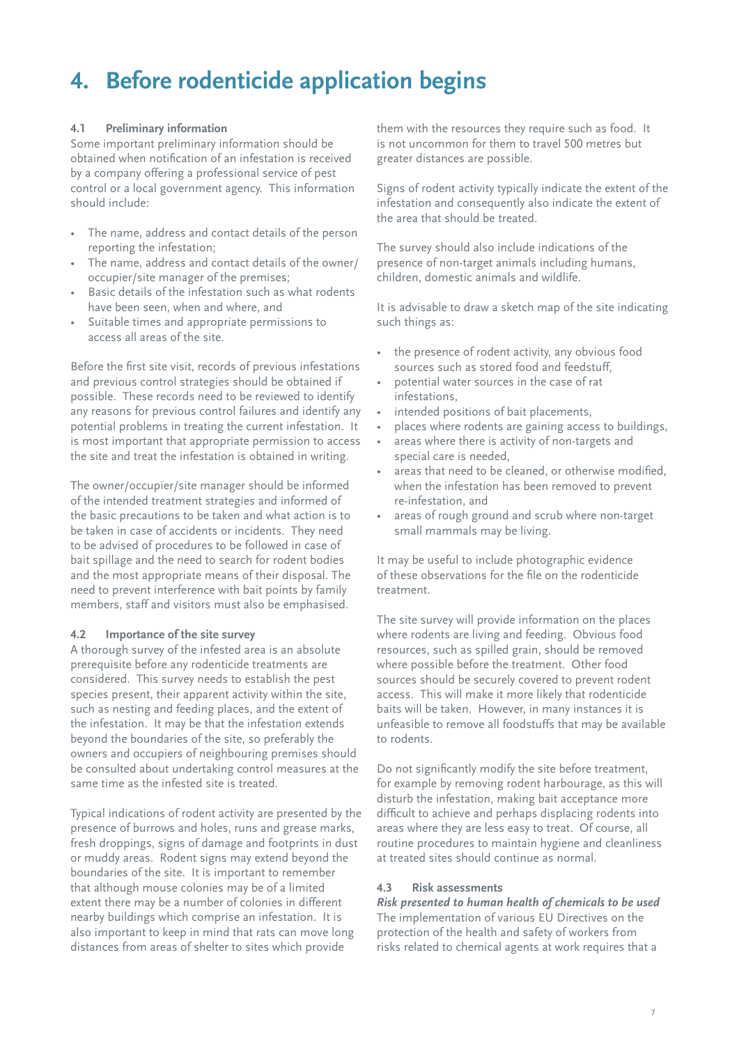# 4. Before rodenticide application begins

### 4.1 Preliminary information

Some important preliminary information should be obtained when notification of an infestation is received by a company offering a professional service of pest control or a local government agency. This information should include:

- The name, address and contact details of the person reporting the infestation;
- The name, address and contact details of the owner/occupier/site manager of the premises;
- Basic details of the infestation such as what rodents have been seen, when and where, and
- Suitable times and appropriate permissions to access all areas of the site.

Before the first site visit, records of previous infestations and previous control strategies should be obtained if possible. These records need to be reviewed to identify any reasons for previous control failures and identify any potential problems in treating the current infestation. It is most important that appropriate permission to access the site and treat the infestation is obtained in writing.

The owner/occupier/site manager should be informed of the intended treatment strategies and informed of the basic precautions to be taken and what action is to be taken in case of accidents or incidents. They need to be advised of procedures to be followed in case of bait spillage and the need to search for rodent bodies and the most appropriate means of their disposal. The need to prevent interference with bait points by family members, staff and visitors must also be emphasised.

### 4.2 Importance of the site survey

A thorough survey of the infested area is an absolute prerequisite before any rodenticide treatments are considered. This survey needs to establish the pest species present, their apparent activity within the site, such as nesting and feeding places, and the extent of the infestation. It may be that the infestation extends beyond the boundaries of the site, so preferably the owners and occupiers of neighbouring premises should be consulted about undertaking control measures at the same time as the infested site is treated.

Typical indications of rodent activity are presented by the presence of burrows and holes, runs and grease marks, fresh droppings, signs of damage and footprints in dust or muddy areas. Rodent signs may extend beyond the boundaries of the site. It is important to remember that although mouse colonies may be of a limited extent there may be a number of colonies in different nearby buildings which comprise an infestation. It is also important to keep in mind that rats can move long distances from areas of shelter to sites which provide them with the resources they require such as food. It is not uncommon for them to travel 500 metres but greater distances are possible.

Signs of rodent activity typically indicate the extent of the infestation and consequently also indicate the extent of the area that should be treated.

The survey should also include indications of the presence of non-target animals including humans, children, domestic animals and wildlife.

It is advisable to draw a sketch map of the site indicating such things as:

- the presence of rodent activity, any obvious food sources such as stored food and feedstuff,
- potential water sources in the case of rat infestations,
- intended positions of bait placements,
- places where rodents are gaining access to buildings,
- areas where there is activity of non-targets and special care is needed,
- areas that need to be cleaned, or otherwise modified, when the infestation has been removed to prevent re-infestation, and
- areas of rough ground and scrub where non-target small mammals may be living.

It may be useful to include photographic evidence of these observations for the file on the rodenticide treatment.

The site survey will provide information on the places where rodents are living and feeding. Obvious food resources, such as spilled grain, should be removed where possible before the treatment. Other food sources should be securely covered to prevent rodent access. This will make it more likely that rodenticide baits will be taken. However, in many instances it is unfeasible to remove all foodstuffs that may be available to rodents.

Do not significantly modify the site before treatment, for example by removing rodent harbourage, as this will disturb the infestation, making bait acceptance more difficult to achieve and perhaps displacing rodents into areas where they are less easy to treat. Of course, all routine procedures to maintain hygiene and cleanliness at treated sites should continue as normal.

### 4.3 Risk assessments

***Risk presented to human health of chemicals to be used***

The implementation of various EU Directives on the protection of the health and safety of workers from risks related to chemical agents at work requires that a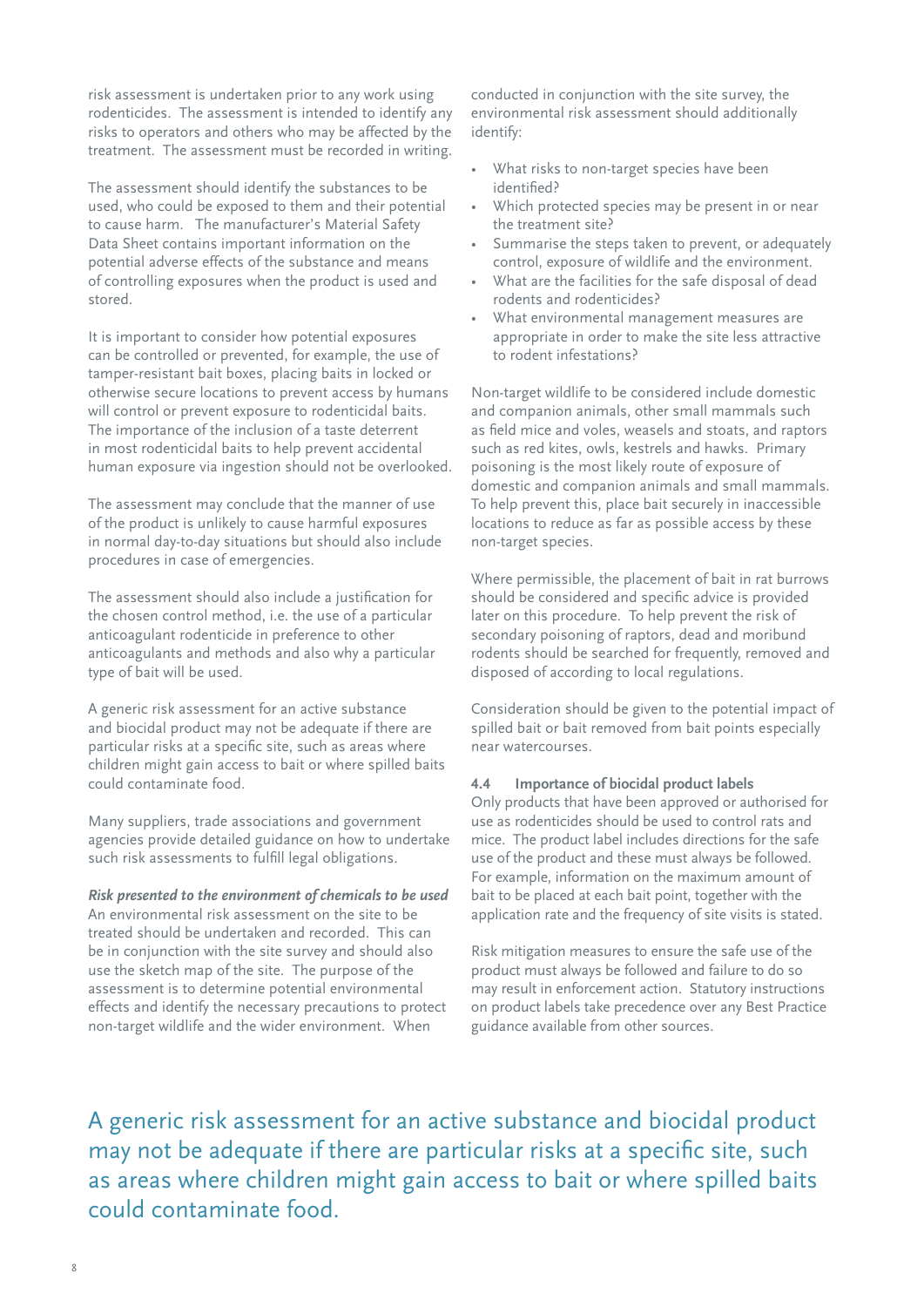risk assessment is undertaken prior to any work using rodenticides. The assessment is intended to identify any risks to operators and others who may be affected by the treatment. The assessment must be recorded in writing.

The assessment should identify the substances to be used, who could be exposed to them and their potential to cause harm. The manufacturer's Material Safety Data Sheet contains important information on the potential adverse effects of the substance and means of controlling exposures when the product is used and stored.

It is important to consider how potential exposures can be controlled or prevented, for example, the use of tamper-resistant bait boxes, placing baits in locked or otherwise secure locations to prevent access by humans will control or prevent exposure to rodenticidal baits. The importance of the inclusion of a taste deterrent in most rodenticidal baits to help prevent accidental human exposure via ingestion should not be overlooked.

The assessment may conclude that the manner of use of the product is unlikely to cause harmful exposures in normal day-to-day situations but should also include procedures in case of emergencies.

The assessment should also include a justification for the chosen control method, i.e. the use of a particular anticoagulant rodenticide in preference to other anticoagulants and methods and also why a particular type of bait will be used.

A generic risk assessment for an active substance and biocidal product may not be adequate if there are particular risks at a specific site, such as areas where children might gain access to bait or where spilled baits could contaminate food.

Many suppliers, trade associations and government agencies provide detailed guidance on how to undertake such risk assessments to fulfill legal obligations.

***Risk presented to the environment of chemicals to be used***

An environmental risk assessment on the site to be treated should be undertaken and recorded. This can be in conjunction with the site survey and should also use the sketch map of the site. The purpose of the assessment is to determine potential environmental effects and identify the necessary precautions to protect non-target wildlife and the wider environment. When conducted in conjunction with the site survey, the environmental risk assessment should additionally identify:

- What risks to non-target species have been identified?
- Which protected species may be present in or near the treatment site?
- Summarise the steps taken to prevent, or adequately control, exposure of wildlife and the environment.
- What are the facilities for the safe disposal of dead rodents and rodenticides?
- What environmental management measures are appropriate in order to make the site less attractive to rodent infestations?

Non-target wildlife to be considered include domestic and companion animals, other small mammals such as field mice and voles, weasels and stoats, and raptors such as red kites, owls, kestrels and hawks. Primary poisoning is the most likely route of exposure of domestic and companion animals and small mammals. To help prevent this, place bait securely in inaccessible locations to reduce as far as possible access by these non-target species.

Where permissible, the placement of bait in rat burrows should be considered and specific advice is provided later on this procedure. To help prevent the risk of secondary poisoning of raptors, dead and moribund rodents should be searched for frequently, removed and disposed of according to local regulations.

Consideration should be given to the potential impact of spilled bait or bait removed from bait points especially near watercourses.

### 4.4 Importance of biocidal product labels

Only products that have been approved or authorised for use as rodenticides should be used to control rats and mice. The product label includes directions for the safe use of the product and these must always be followed. For example, information on the maximum amount of bait to be placed at each bait point, together with the application rate and the frequency of site visits is stated.

Risk mitigation measures to ensure the safe use of the product must always be followed and failure to do so may result in enforcement action. Statutory instructions on product labels take precedence over any Best Practice guidance available from other sources.

A generic risk assessment for an active substance and biocidal product may not be adequate if there are particular risks at a specific site, such as areas where children might gain access to bait or where spilled baits could contaminate food.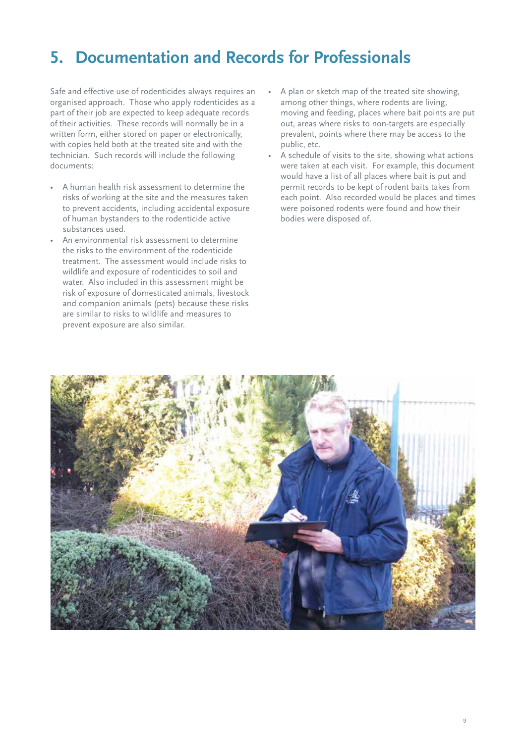# 5. Documentation and Records for Professionals

Safe and effective use of rodenticides always requires an organised approach. Those who apply rodenticides as a part of their job are expected to keep adequate records of their activities. These records will normally be in a written form, either stored on paper or electronically, with copies held both at the treated site and with the technician. Such records will include the following documents:

- A human health risk assessment to determine the risks of working at the site and the measures taken to prevent accidents, including accidental exposure of human bystanders to the rodenticide active substances used.
- An environmental risk assessment to determine the risks to the environment of the rodenticide treatment. The assessment would include risks to wildlife and exposure of rodenticides to soil and water. Also included in this assessment might be risk of exposure of domesticated animals, livestock and companion animals (pets) because these risks are similar to risks to wildlife and measures to prevent exposure are also similar.
- A plan or sketch map of the treated site showing, among other things, where rodents are living, moving and feeding, places where bait points are put out, areas where risks to non-targets are especially prevalent, points where there may be access to the public, etc.
- A schedule of visits to the site, showing what actions were taken at each visit. For example, this document would have a list of all places where bait is put and permit records to be kept of rodent baits takes from each point. Also recorded would be places and times were poisoned rodents were found and how their bodies were disposed of.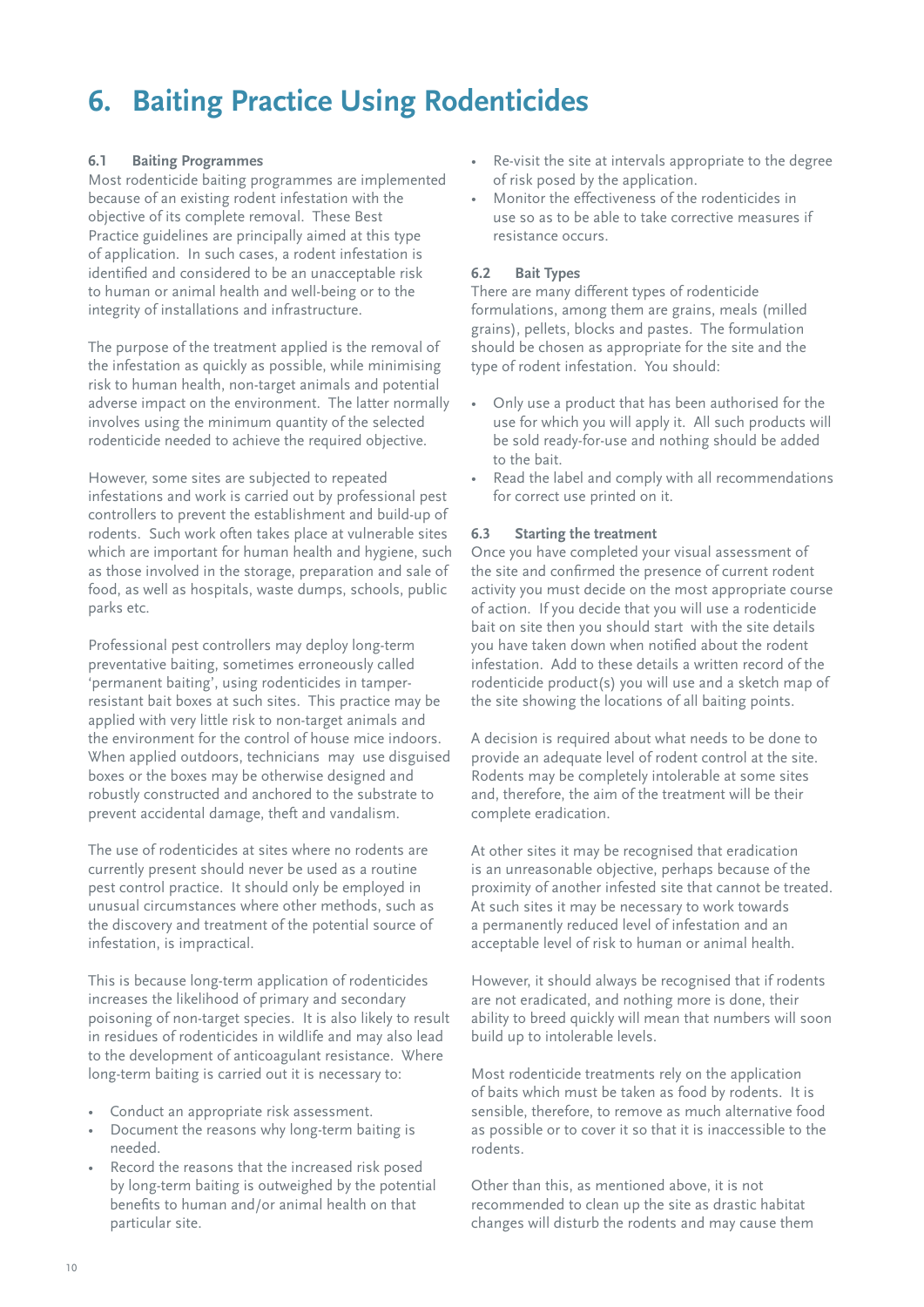# 6. Baiting Practice Using Rodenticides

### 6.1 Baiting Programmes

Most rodenticide baiting programmes are implemented because of an existing rodent infestation with the objective of its complete removal. These Best Practice guidelines are principally aimed at this type of application. In such cases, a rodent infestation is identified and considered to be an unacceptable risk to human or animal health and well-being or to the integrity of installations and infrastructure.

The purpose of the treatment applied is the removal of the infestation as quickly as possible, while minimising risk to human health, non-target animals and potential adverse impact on the environment. The latter normally involves using the minimum quantity of the selected rodenticide needed to achieve the required objective.

However, some sites are subjected to repeated infestations and work is carried out by professional pest controllers to prevent the establishment and build-up of rodents. Such work often takes place at vulnerable sites which are important for human health and hygiene, such as those involved in the storage, preparation and sale of food, as well as hospitals, waste dumps, schools, public parks etc.

Professional pest controllers may deploy long-term preventative baiting, sometimes erroneously called 'permanent baiting', using rodenticides in tamper-resistant bait boxes at such sites. This practice may be applied with very little risk to non-target animals and the environment for the control of house mice indoors. When applied outdoors, technicians may use disguised boxes or the boxes may be otherwise designed and robustly constructed and anchored to the substrate to prevent accidental damage, theft and vandalism.

The use of rodenticides at sites where no rodents are currently present should never be used as a routine pest control practice. It should only be employed in unusual circumstances where other methods, such as the discovery and treatment of the potential source of infestation, is impractical.

This is because long-term application of rodenticides increases the likelihood of primary and secondary poisoning of non-target species. It is also likely to result in residues of rodenticides in wildlife and may also lead to the development of anticoagulant resistance. Where long-term baiting is carried out it is necessary to:

- Conduct an appropriate risk assessment.
- Document the reasons why long-term baiting is needed.
- Record the reasons that the increased risk posed by long-term baiting is outweighed by the potential benefits to human and/or animal health on that particular site.
- Re-visit the site at intervals appropriate to the degree of risk posed by the application.
- Monitor the effectiveness of the rodenticides in use so as to be able to take corrective measures if resistance occurs.

### 6.2 Bait Types

There are many different types of rodenticide formulations, among them are grains, meals (milled grains), pellets, blocks and pastes. The formulation should be chosen as appropriate for the site and the type of rodent infestation. You should:

- Only use a product that has been authorised for the use for which you will apply it. All such products will be sold ready-for-use and nothing should be added to the bait.
- Read the label and comply with all recommendations for correct use printed on it.

### 6.3 Starting the treatment

Once you have completed your visual assessment of the site and confirmed the presence of current rodent activity you must decide on the most appropriate course of action. If you decide that you will use a rodenticide bait on site then you should start with the site details you have taken down when notified about the rodent infestation. Add to these details a written record of the rodenticide product(s) you will use and a sketch map of the site showing the locations of all baiting points.

A decision is required about what needs to be done to provide an adequate level of rodent control at the site. Rodents may be completely intolerable at some sites and, therefore, the aim of the treatment will be their complete eradication.

At other sites it may be recognised that eradication is an unreasonable objective, perhaps because of the proximity of another infested site that cannot be treated. At such sites it may be necessary to work towards a permanently reduced level of infestation and an acceptable level of risk to human or animal health.

However, it should always be recognised that if rodents are not eradicated, and nothing more is done, their ability to breed quickly will mean that numbers will soon build up to intolerable levels.

Most rodenticide treatments rely on the application of baits which must be taken as food by rodents. It is sensible, therefore, to remove as much alternative food as possible or to cover it so that it is inaccessible to the rodents.

Other than this, as mentioned above, it is not recommended to clean up the site as drastic habitat changes will disturb the rodents and may cause them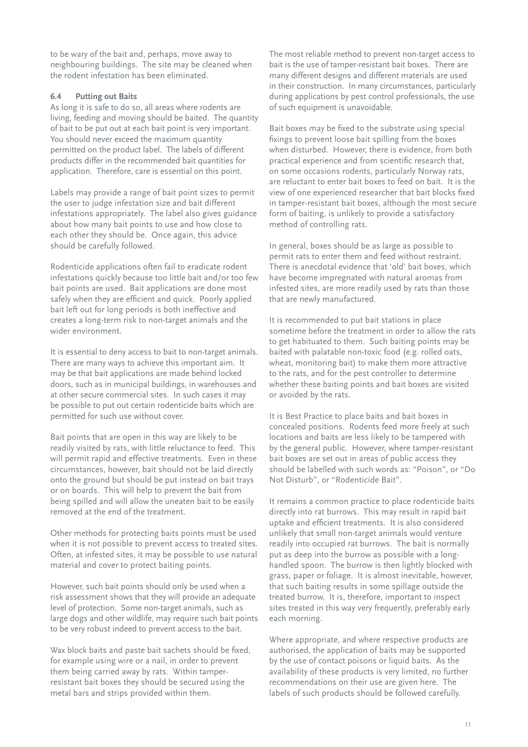to be wary of the bait and, perhaps, move away to neighbouring buildings. The site may be cleaned when the rodent infestation has been eliminated.

### 6.4 Putting out Baits

As long it is safe to do so, all areas where rodents are living, feeding and moving should be baited. The quantity of bait to be put out at each bait point is very important. You should never exceed the maximum quantity permitted on the product label. The labels of different products differ in the recommended bait quantities for application. Therefore, care is essential on this point.

Labels may provide a range of bait point sizes to permit the user to judge infestation size and bait different infestations appropriately. The label also gives guidance about how many bait points to use and how close to each other they should be. Once again, this advice should be carefully followed.

Rodenticide applications often fail to eradicate rodent infestations quickly because too little bait and/or too few bait points are used. Bait applications are done most safely when they are efficient and quick. Poorly applied bait left out for long periods is both ineffective and creates a long-term risk to non-target animals and the wider environment.

It is essential to deny access to bait to non-target animals. There are many ways to achieve this important aim. It may be that bait applications are made behind locked doors, such as in municipal buildings, in warehouses and at other secure commercial sites. In such cases it may be possible to put out certain rodenticide baits which are permitted for such use without cover.

Bait points that are open in this way are likely to be readily visited by rats, with little reluctance to feed. This will permit rapid and effective treatments. Even in these circumstances, however, bait should not be laid directly onto the ground but should be put instead on bait trays or on boards. This will help to prevent the bait from being spilled and will allow the uneaten bait to be easily removed at the end of the treatment.

Other methods for protecting baits points must be used when it is not possible to prevent access to treated sites. Often, at infested sites, it may be possible to use natural material and cover to protect baiting points.

However, such bait points should only be used when a risk assessment shows that they will provide an adequate level of protection. Some non-target animals, such as large dogs and other wildlife, may require such bait points to be very robust indeed to prevent access to the bait.

Wax block baits and paste bait sachets should be fixed, for example using wire or a nail, in order to prevent them being carried away by rats. Within tamper-resistant bait boxes they should be secured using the metal bars and strips provided within them.

The most reliable method to prevent non-target access to bait is the use of tamper-resistant bait boxes. There are many different designs and different materials are used in their construction. In many circumstances, particularly during applications by pest control professionals, the use of such equipment is unavoidable.

Bait boxes may be fixed to the substrate using special fixings to prevent loose bait spilling from the boxes when disturbed. However, there is evidence, from both practical experience and from scientific research that, on some occasions rodents, particularly Norway rats, are reluctant to enter bait boxes to feed on bait. It is the view of one experienced researcher that bait blocks fixed in tamper-resistant bait boxes, although the most secure form of baiting, is unlikely to provide a satisfactory method of controlling rats.

In general, boxes should be as large as possible to permit rats to enter them and feed without restraint. There is anecdotal evidence that 'old' bait boxes, which have become impregnated with natural aromas from infested sites, are more readily used by rats than those that are newly manufactured.

It is recommended to put bait stations in place sometime before the treatment in order to allow the rats to get habituated to them. Such baiting points may be baited with palatable non-toxic food (e.g. rolled oats, wheat, monitoring bait) to make them more attractive to the rats, and for the pest controller to determine whether these baiting points and bait boxes are visited or avoided by the rats.

It is Best Practice to place baits and bait boxes in concealed positions. Rodents feed more freely at such locations and baits are less likely to be tampered with by the general public. However, where tamper-resistant bait boxes are set out in areas of public access they should be labelled with such words as: "Poison", or "Do Not Disturb", or "Rodenticide Bait".

It remains a common practice to place rodenticide baits directly into rat burrows. This may result in rapid bait uptake and efficient treatments. It is also considered unlikely that small non-target animals would venture readily into occupied rat burrows. The bait is normally put as deep into the burrow as possible with a long-handled spoon. The burrow is then lightly blocked with grass, paper or foliage. It is almost inevitable, however, that such baiting results in some spillage outside the treated burrow. It is, therefore, important to inspect sites treated in this way very frequently, preferably early each morning.

Where appropriate, and where respective products are authorised, the application of baits may be supported by the use of contact poisons or liquid baits. As the availability of these products is very limited, no further recommendations on their use are given here. The labels of such products should be followed carefully.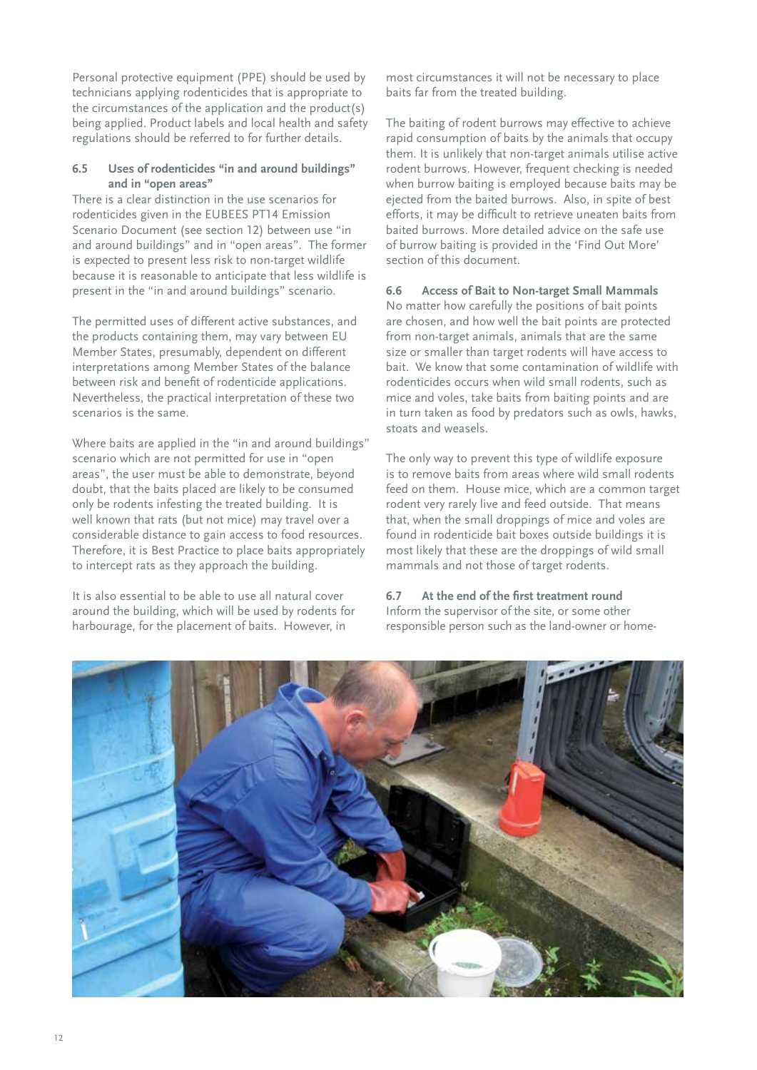Personal protective equipment (PPE) should be used by technicians applying rodenticides that is appropriate to the circumstances of the application and the product(s) being applied. Product labels and local health and safety regulations should be referred to for further details.

### 6.5 Uses of rodenticides "in and around buildings" and in "open areas"

There is a clear distinction in the use scenarios for rodenticides given in the EUBEES PT14 Emission Scenario Document (see section 12) between use "in and around buildings" and in "open areas". The former is expected to present less risk to non-target wildlife because it is reasonable to anticipate that less wildlife is present in the "in and around buildings" scenario.

The permitted uses of different active substances, and the products containing them, may vary between EU Member States, presumably, dependent on different interpretations among Member States of the balance between risk and benefit of rodenticide applications. Nevertheless, the practical interpretation of these two scenarios is the same.

Where baits are applied in the "in and around buildings" scenario which are not permitted for use in "open areas", the user must be able to demonstrate, beyond doubt, that the baits placed are likely to be consumed only be rodents infesting the treated building. It is well known that rats (but not mice) may travel over a considerable distance to gain access to food resources. Therefore, it is Best Practice to place baits appropriately to intercept rats as they approach the building.

It is also essential to be able to use all natural cover around the building, which will be used by rodents for harbourage, for the placement of baits. However, in most circumstances it will not be necessary to place baits far from the treated building.

The baiting of rodent burrows may effective to achieve rapid consumption of baits by the animals that occupy them. It is unlikely that non-target animals utilise active rodent burrows. However, frequent checking is needed when burrow baiting is employed because baits may be ejected from the baited burrows. Also, in spite of best efforts, it may be difficult to retrieve uneaten baits from baited burrows. More detailed advice on the safe use of burrow baiting is provided in the 'Find Out More' section of this document.

### 6.6 Access of Bait to Non-target Small Mammals

No matter how carefully the positions of bait points are chosen, and how well the bait points are protected from non-target animals, animals that are the same size or smaller than target rodents will have access to bait. We know that some contamination of wildlife with rodenticides occurs when wild small rodents, such as mice and voles, take baits from baiting points and are in turn taken as food by predators such as owls, hawks, stoats and weasels.

The only way to prevent this type of wildlife exposure is to remove baits from areas where wild small rodents feed on them. House mice, which are a common target rodent very rarely live and feed outside. That means that, when the small droppings of mice and voles are found in rodenticide bait boxes outside buildings it is most likely that these are the droppings of wild small mammals and not those of target rodents.

### 6.7 At the end of the first treatment round

Inform the supervisor of the site, or some other responsible person such as the land-owner or home-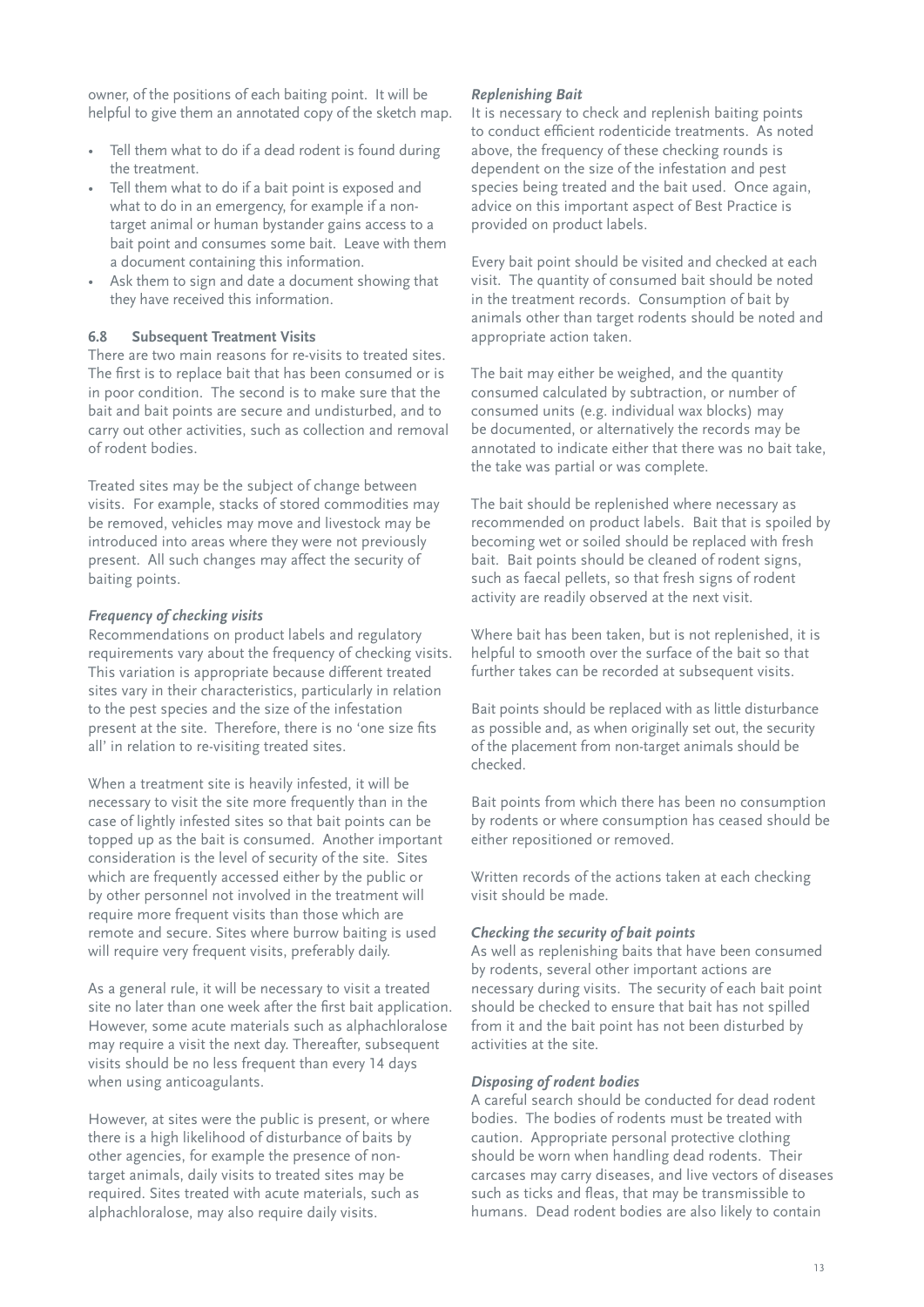owner, of the positions of each baiting point. It will be helpful to give them an annotated copy of the sketch map.

- Tell them what to do if a dead rodent is found during the treatment.
- Tell them what to do if a bait point is exposed and what to do in an emergency, for example if a non-target animal or human bystander gains access to a bait point and consumes some bait. Leave with them a document containing this information.
- Ask them to sign and date a document showing that they have received this information.

### 6.8 Subsequent Treatment Visits

There are two main reasons for re-visits to treated sites. The first is to replace bait that has been consumed or is in poor condition. The second is to make sure that the bait and bait points are secure and undisturbed, and to carry out other activities, such as collection and removal of rodent bodies.

Treated sites may be the subject of change between visits. For example, stacks of stored commodities may be removed, vehicles may move and livestock may be introduced into areas where they were not previously present. All such changes may affect the security of baiting points.

#### *Frequency of checking visits*

Recommendations on product labels and regulatory requirements vary about the frequency of checking visits. This variation is appropriate because different treated sites vary in their characteristics, particularly in relation to the pest species and the size of the infestation present at the site. Therefore, there is no 'one size fits all' in relation to re-visiting treated sites.

When a treatment site is heavily infested, it will be necessary to visit the site more frequently than in the case of lightly infested sites so that bait points can be topped up as the bait is consumed. Another important consideration is the level of security of the site. Sites which are frequently accessed either by the public or by other personnel not involved in the treatment will require more frequent visits than those which are remote and secure. Sites where burrow baiting is used will require very frequent visits, preferably daily.

As a general rule, it will be necessary to visit a treated site no later than one week after the first bait application. However, some acute materials such as alphachloralose may require a visit the next day. Thereafter, subsequent visits should be no less frequent than every 14 days when using anticoagulants.

However, at sites were the public is present, or where there is a high likelihood of disturbance of baits by other agencies, for example the presence of non-target animals, daily visits to treated sites may be required. Sites treated with acute materials, such as alphachloralose, may also require daily visits.

#### *Replenishing Bait*

It is necessary to check and replenish baiting points to conduct efficient rodenticide treatments. As noted above, the frequency of these checking rounds is dependent on the size of the infestation and pest species being treated and the bait used. Once again, advice on this important aspect of Best Practice is provided on product labels.

Every bait point should be visited and checked at each visit. The quantity of consumed bait should be noted in the treatment records. Consumption of bait by animals other than target rodents should be noted and appropriate action taken.

The bait may either be weighed, and the quantity consumed calculated by subtraction, or number of consumed units (e.g. individual wax blocks) may be documented, or alternatively the records may be annotated to indicate either that there was no bait take, the take was partial or was complete.

The bait should be replenished where necessary as recommended on product labels. Bait that is spoiled by becoming wet or soiled should be replaced with fresh bait. Bait points should be cleaned of rodent signs, such as faecal pellets, so that fresh signs of rodent activity are readily observed at the next visit.

Where bait has been taken, but is not replenished, it is helpful to smooth over the surface of the bait so that further takes can be recorded at subsequent visits.

Bait points should be replaced with as little disturbance as possible and, as when originally set out, the security of the placement from non-target animals should be checked.

Bait points from which there has been no consumption by rodents or where consumption has ceased should be either repositioned or removed.

Written records of the actions taken at each checking visit should be made.

#### *Checking the security of bait points*

As well as replenishing baits that have been consumed by rodents, several other important actions are necessary during visits. The security of each bait point should be checked to ensure that bait has not spilled from it and the bait point has not been disturbed by activities at the site.

#### *Disposing of rodent bodies*

A careful search should be conducted for dead rodent bodies. The bodies of rodents must be treated with caution. Appropriate personal protective clothing should be worn when handling dead rodents. Their carcases may carry diseases, and live vectors of diseases such as ticks and fleas, that may be transmissible to humans. Dead rodent bodies are also likely to contain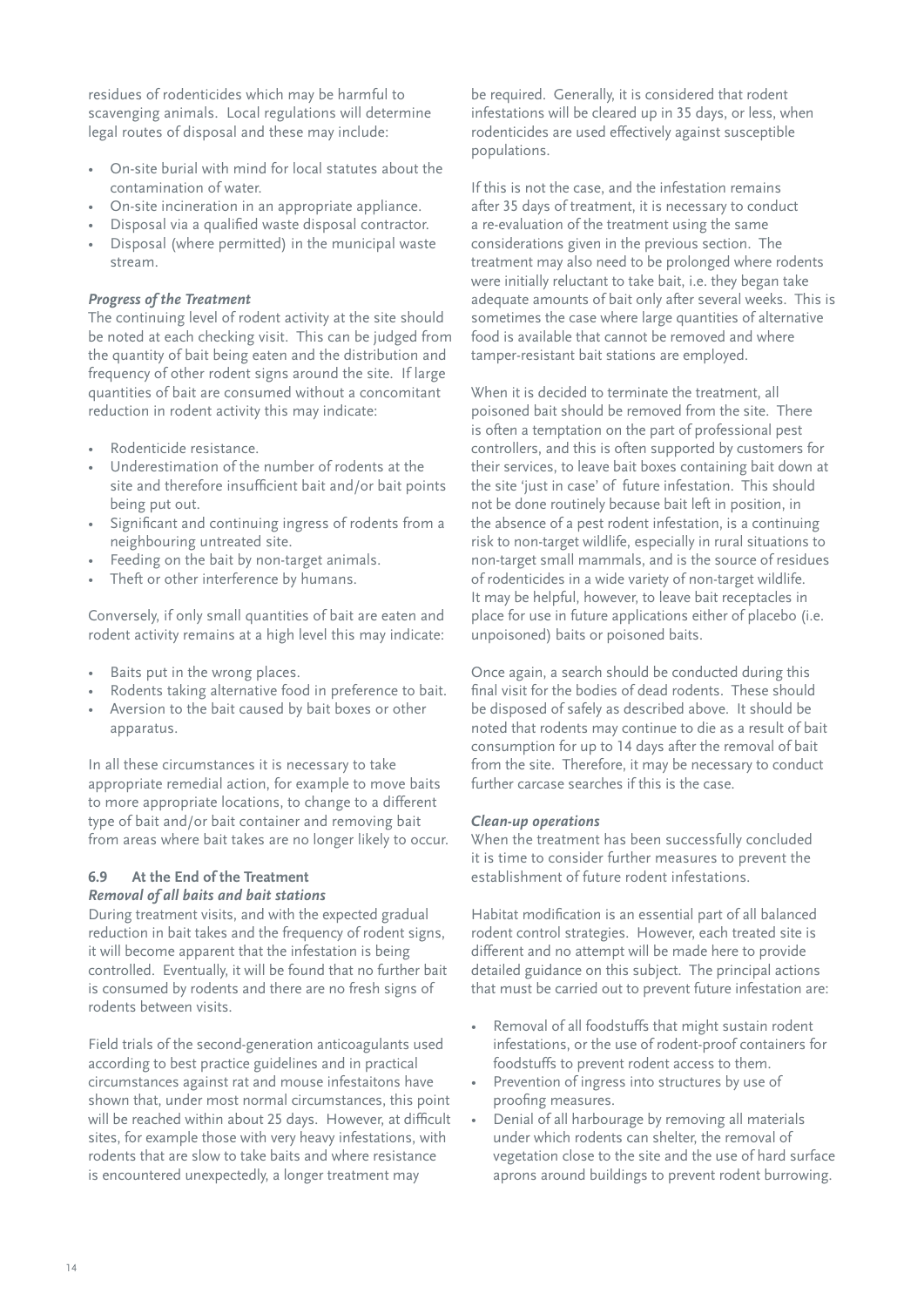residues of rodenticides which may be harmful to scavenging animals. Local regulations will determine legal routes of disposal and these may include:

- On-site burial with mind for local statutes about the contamination of water.
- On-site incineration in an appropriate appliance.
- Disposal via a qualified waste disposal contractor.
- Disposal (where permitted) in the municipal waste stream.

*Progress of the Treatment*

The continuing level of rodent activity at the site should be noted at each checking visit. This can be judged from the quantity of bait being eaten and the distribution and frequency of other rodent signs around the site. If large quantities of bait are consumed without a concomitant reduction in rodent activity this may indicate:

- Rodenticide resistance.
- Underestimation of the number of rodents at the site and therefore insufficient bait and/or bait points being put out.
- Significant and continuing ingress of rodents from a neighbouring untreated site.
- Feeding on the bait by non-target animals.
- Theft or other interference by humans.

Conversely, if only small quantities of bait are eaten and rodent activity remains at a high level this may indicate:

- Baits put in the wrong places.
- Rodents taking alternative food in preference to bait.
- Aversion to the bait caused by bait boxes or other apparatus.

In all these circumstances it is necessary to take appropriate remedial action, for example to move baits to more appropriate locations, to change to a different type of bait and/or bait container and removing bait from areas where bait takes are no longer likely to occur.

### 6.9 At the End of the Treatment

*Removal of all baits and bait stations*

During treatment visits, and with the expected gradual reduction in bait takes and the frequency of rodent signs, it will become apparent that the infestation is being controlled. Eventually, it will be found that no further bait is consumed by rodents and there are no fresh signs of rodents between visits.

Field trials of the second-generation anticoagulants used according to best practice guidelines and in practical circumstances against rat and mouse infestaitons have shown that, under most normal circumstances, this point will be reached within about 25 days. However, at difficult sites, for example those with very heavy infestations, with rodents that are slow to take baits and where resistance is encountered unexpectedly, a longer treatment may be required. Generally, it is considered that rodent infestations will be cleared up in 35 days, or less, when rodenticides are used effectively against susceptible populations.

If this is not the case, and the infestation remains after 35 days of treatment, it is necessary to conduct a re-evaluation of the treatment using the same considerations given in the previous section. The treatment may also need to be prolonged where rodents were initially reluctant to take bait, i.e. they began take adequate amounts of bait only after several weeks. This is sometimes the case where large quantities of alternative food is available that cannot be removed and where tamper-resistant bait stations are employed.

When it is decided to terminate the treatment, all poisoned bait should be removed from the site. There is often a temptation on the part of professional pest controllers, and this is often supported by customers for their services, to leave bait boxes containing bait down at the site 'just in case' of future infestation. This should not be done routinely because bait left in position, in the absence of a pest rodent infestation, is a continuing risk to non-target wildlife, especially in rural situations to non-target small mammals, and is the source of residues of rodenticides in a wide variety of non-target wildlife. It may be helpful, however, to leave bait receptacles in place for use in future applications either of placebo (i.e. unpoisoned) baits or poisoned baits.

Once again, a search should be conducted during this final visit for the bodies of dead rodents. These should be disposed of safely as described above. It should be noted that rodents may continue to die as a result of bait consumption for up to 14 days after the removal of bait from the site. Therefore, it may be necessary to conduct further carcase searches if this is the case.

*Clean-up operations*

When the treatment has been successfully concluded it is time to consider further measures to prevent the establishment of future rodent infestations.

Habitat modification is an essential part of all balanced rodent control strategies. However, each treated site is different and no attempt will be made here to provide detailed guidance on this subject. The principal actions that must be carried out to prevent future infestation are:

- Removal of all foodstuffs that might sustain rodent infestations, or the use of rodent-proof containers for foodstuffs to prevent rodent access to them.
- Prevention of ingress into structures by use of proofing measures.
- Denial of all harbourage by removing all materials under which rodents can shelter, the removal of vegetation close to the site and the use of hard surface aprons around buildings to prevent rodent burrowing.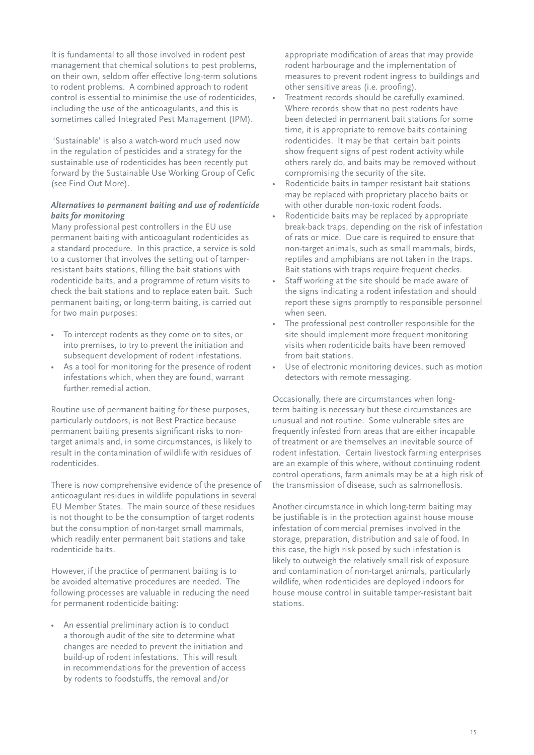It is fundamental to all those involved in rodent pest management that chemical solutions to pest problems, on their own, seldom offer effective long-term solutions to rodent problems. A combined approach to rodent control is essential to minimise the use of rodenticides, including the use of the anticoagulants, and this is sometimes called Integrated Pest Management (IPM).

'Sustainable' is also a watch-word much used now in the regulation of pesticides and a strategy for the sustainable use of rodenticides has been recently put forward by the Sustainable Use Working Group of Cefic (see Find Out More).

***Alternatives to permanent baiting and use of rodenticide baits for monitoring***

Many professional pest controllers in the EU use permanent baiting with anticoagulant rodenticides as a standard procedure. In this practice, a service is sold to a customer that involves the setting out of tamper-resistant baits stations, filling the bait stations with rodenticide baits, and a programme of return visits to check the bait stations and to replace eaten bait. Such permanent baiting, or long-term baiting, is carried out for two main purposes:

- To intercept rodents as they come on to sites, or into premises, to try to prevent the initiation and subsequent development of rodent infestations.
- As a tool for monitoring for the presence of rodent infestations which, when they are found, warrant further remedial action.

Routine use of permanent baiting for these purposes, particularly outdoors, is not Best Practice because permanent baiting presents significant risks to non-target animals and, in some circumstances, is likely to result in the contamination of wildlife with residues of rodenticides.

There is now comprehensive evidence of the presence of anticoagulant residues in wildlife populations in several EU Member States. The main source of these residues is not thought to be the consumption of target rodents but the consumption of non-target small mammals, which readily enter permanent bait stations and take rodenticide baits.

However, if the practice of permanent baiting is to be avoided alternative procedures are needed. The following processes are valuable in reducing the need for permanent rodenticide baiting:

- An essential preliminary action is to conduct a thorough audit of the site to determine what changes are needed to prevent the initiation and build-up of rodent infestations. This will result in recommendations for the prevention of access by rodents to foodstuffs, the removal and/or appropriate modification of areas that may provide rodent harbourage and the implementation of measures to prevent rodent ingress to buildings and other sensitive areas (i.e. proofing).
- Treatment records should be carefully examined. Where records show that no pest rodents have been detected in permanent bait stations for some time, it is appropriate to remove baits containing rodenticides. It may be that certain bait points show frequent signs of pest rodent activity while others rarely do, and baits may be removed without compromising the security of the site.
- Rodenticide baits in tamper resistant bait stations may be replaced with proprietary placebo baits or with other durable non-toxic rodent foods.
- Rodenticide baits may be replaced by appropriate break-back traps, depending on the risk of infestation of rats or mice. Due care is required to ensure that non-target animals, such as small mammals, birds, reptiles and amphibians are not taken in the traps. Bait stations with traps require frequent checks.
- Staff working at the site should be made aware of the signs indicating a rodent infestation and should report these signs promptly to responsible personnel when seen.
- The professional pest controller responsible for the site should implement more frequent monitoring visits when rodenticide baits have been removed from bait stations.
- Use of electronic monitoring devices, such as motion detectors with remote messaging.

Occasionally, there are circumstances when long-term baiting is necessary but these circumstances are unusual and not routine. Some vulnerable sites are frequently infested from areas that are either incapable of treatment or are themselves an inevitable source of rodent infestation. Certain livestock farming enterprises are an example of this where, without continuing rodent control operations, farm animals may be at a high risk of the transmission of disease, such as salmonellosis.

Another circumstance in which long-term baiting may be justifiable is in the protection against house mouse infestation of commercial premises involved in the storage, preparation, distribution and sale of food. In this case, the high risk posed by such infestation is likely to outweigh the relatively small risk of exposure and contamination of non-target animals, particularly wildlife, when rodenticides are deployed indoors for house mouse control in suitable tamper-resistant bait stations.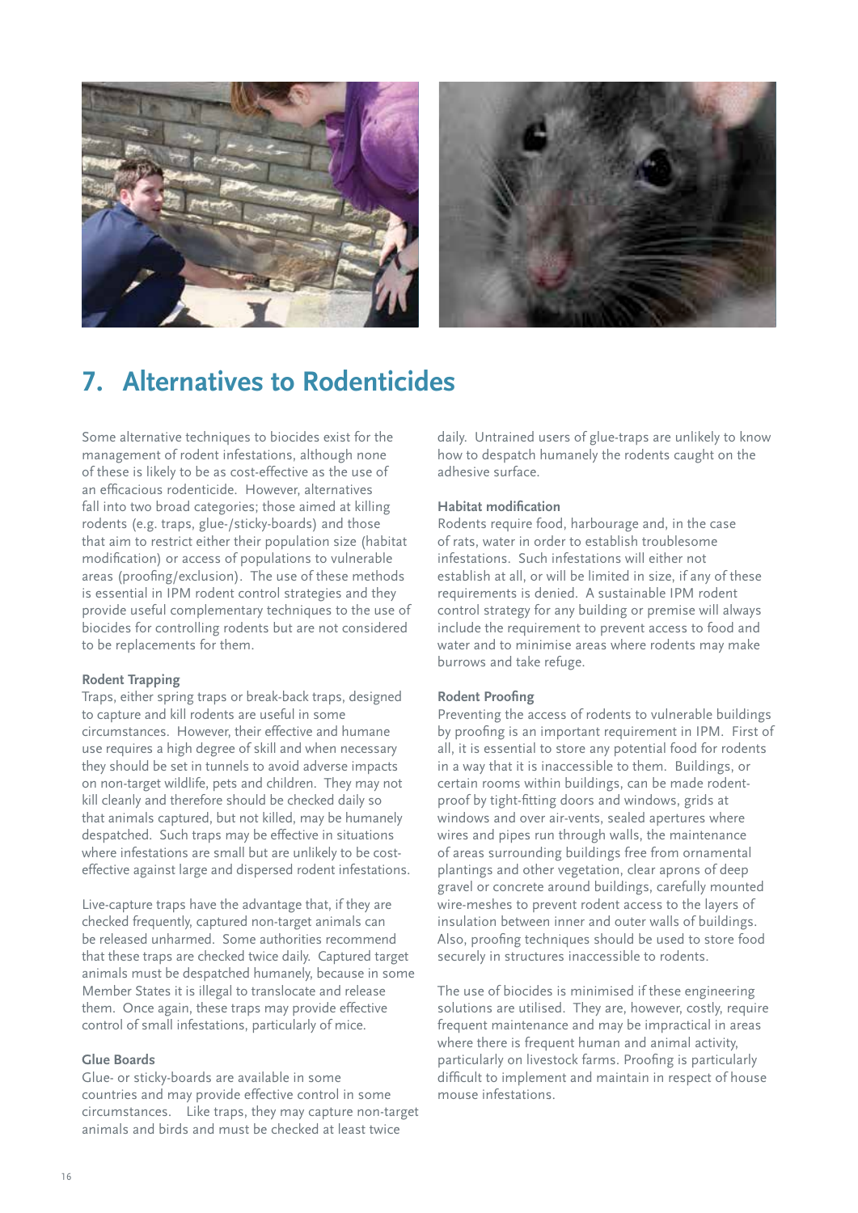# 7. Alternatives to Rodenticides

Some alternative techniques to biocides exist for the management of rodent infestations, although none of these is likely to be as cost-effective as the use of an efficacious rodenticide. However, alternatives fall into two broad categories; those aimed at killing rodents (e.g. traps, glue-/sticky-boards) and those that aim to restrict either their population size (habitat modification) or access of populations to vulnerable areas (proofing/exclusion). The use of these methods is essential in IPM rodent control strategies and they provide useful complementary techniques to the use of biocides for controlling rodents but are not considered to be replacements for them.

### Rodent Trapping

Traps, either spring traps or break-back traps, designed to capture and kill rodents are useful in some circumstances. However, their effective and humane use requires a high degree of skill and when necessary they should be set in tunnels to avoid adverse impacts on non-target wildlife, pets and children. They may not kill cleanly and therefore should be checked daily so that animals captured, but not killed, may be humanely despatched. Such traps may be effective in situations where infestations are small but are unlikely to be cost-effective against large and dispersed rodent infestations.

Live-capture traps have the advantage that, if they are checked frequently, captured non-target animals can be released unharmed. Some authorities recommend that these traps are checked twice daily. Captured target animals must be despatched humanely, because in some Member States it is illegal to translocate and release them. Once again, these traps may provide effective control of small infestations, particularly of mice.

### Glue Boards

Glue- or sticky-boards are available in some countries and may provide effective control in some circumstances. Like traps, they may capture non-target animals and birds and must be checked at least twice daily. Untrained users of glue-traps are unlikely to know how to despatch humanely the rodents caught on the adhesive surface.

### Habitat modification

Rodents require food, harbourage and, in the case of rats, water in order to establish troublesome infestations. Such infestations will either not establish at all, or will be limited in size, if any of these requirements is denied. A sustainable IPM rodent control strategy for any building or premise will always include the requirement to prevent access to food and water and to minimise areas where rodents may make burrows and take refuge.

### Rodent Proofing

Preventing the access of rodents to vulnerable buildings by proofing is an important requirement in IPM. First of all, it is essential to store any potential food for rodents in a way that it is inaccessible to them. Buildings, or certain rooms within buildings, can be made rodent-proof by tight-fitting doors and windows, grids at windows and over air-vents, sealed apertures where wires and pipes run through walls, the maintenance of areas surrounding buildings free from ornamental plantings and other vegetation, clear aprons of deep gravel or concrete around buildings, carefully mounted wire-meshes to prevent rodent access to the layers of insulation between inner and outer walls of buildings. Also, proofing techniques should be used to store food securely in structures inaccessible to rodents.

The use of biocides is minimised if these engineering solutions are utilised. They are, however, costly, require frequent maintenance and may be impractical in areas where there is frequent human and animal activity, particularly on livestock farms. Proofing is particularly difficult to implement and maintain in respect of house mouse infestations.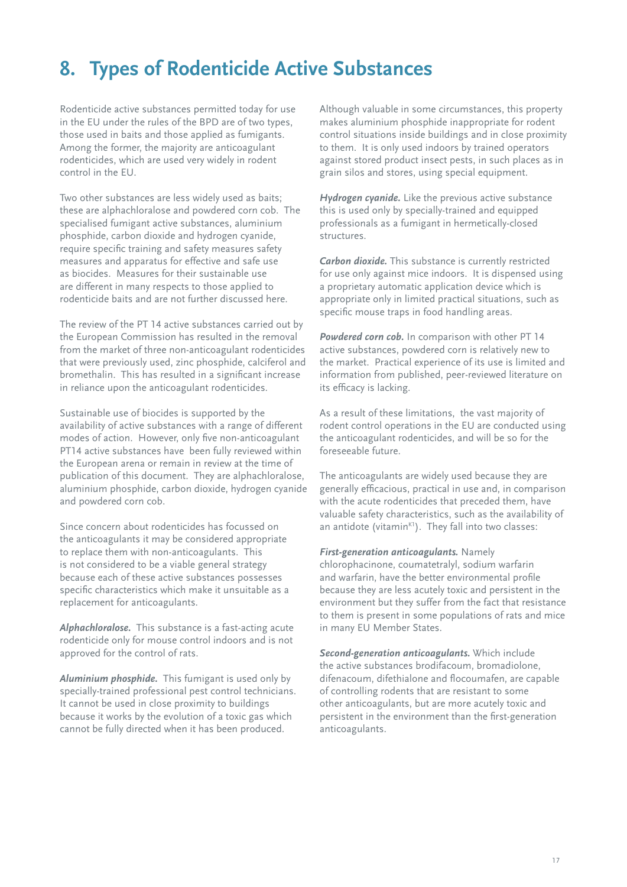# 8. Types of Rodenticide Active Substances

Rodenticide active substances permitted today for use in the EU under the rules of the BPD are of two types, those used in baits and those applied as fumigants. Among the former, the majority are anticoagulant rodenticides, which are used very widely in rodent control in the EU.

Two other substances are less widely used as baits; these are alphachloralose and powdered corn cob. The specialised fumigant active substances, aluminium phosphide, carbon dioxide and hydrogen cyanide, require specific training and safety measures safety measures and apparatus for effective and safe use as biocides. Measures for their sustainable use are different in many respects to those applied to rodenticide baits and are not further discussed here.

The review of the PT 14 active substances carried out by the European Commission has resulted in the removal from the market of three non-anticoagulant rodenticides that were previously used, zinc phosphide, calciferol and bromethalin. This has resulted in a significant increase in reliance upon the anticoagulant rodenticides.

Sustainable use of biocides is supported by the availability of active substances with a range of different modes of action. However, only five non-anticoagulant PT14 active substances have been fully reviewed within the European arena or remain in review at the time of publication of this document. They are alphachloralose, aluminium phosphide, carbon dioxide, hydrogen cyanide and powdered corn cob.

Since concern about rodenticides has focussed on the anticoagulants it may be considered appropriate to replace them with non-anticoagulants. This is not considered to be a viable general strategy because each of these active substances possesses specific characteristics which make it unsuitable as a replacement for anticoagulants.

***Alphachloralose.*** This substance is a fast-acting acute rodenticide only for mouse control indoors and is not approved for the control of rats.

***Aluminium phosphide.*** This fumigant is used only by specially-trained professional pest control technicians. It cannot be used in close proximity to buildings because it works by the evolution of a toxic gas which cannot be fully directed when it has been produced. Although valuable in some circumstances, this property makes aluminium phosphide inappropriate for rodent control situations inside buildings and in close proximity to them. It is only used indoors by trained operators against stored product insect pests, in such places as in grain silos and stores, using special equipment.

***Hydrogen cyanide.*** Like the previous active substance this is used only by specially-trained and equipped professionals as a fumigant in hermetically-closed structures.

***Carbon dioxide.*** This substance is currently restricted for use only against mice indoors. It is dispensed using a proprietary automatic application device which is appropriate only in limited practical situations, such as specific mouse traps in food handling areas.

***Powdered corn cob.*** In comparison with other PT 14 active substances, powdered corn is relatively new to the market. Practical experience of its use is limited and information from published, peer-reviewed literature on its efficacy is lacking.

As a result of these limitations, the vast majority of rodent control operations in the EU are conducted using the anticoagulant rodenticides, and will be so for the foreseeable future.

The anticoagulants are widely used because they are generally efficacious, practical in use and, in comparison with the acute rodenticides that preceded them, have valuable safety characteristics, such as the availability of an antidote (vitamin$^{K1}$). They fall into two classes:

***First-generation anticoagulants.*** Namely chlorophacinone, coumatetralyl, sodium warfarin and warfarin, have the better environmental profile because they are less acutely toxic and persistent in the environment but they suffer from the fact that resistance to them is present in some populations of rats and mice in many EU Member States.

***Second-generation anticoagulants.*** Which include the active substances brodifacoum, bromadiolone, difenacoum, difethialone and flocoumafen, are capable of controlling rodents that are resistant to some other anticoagulants, but are more acutely toxic and persistent in the environment than the first-generation anticoagulants.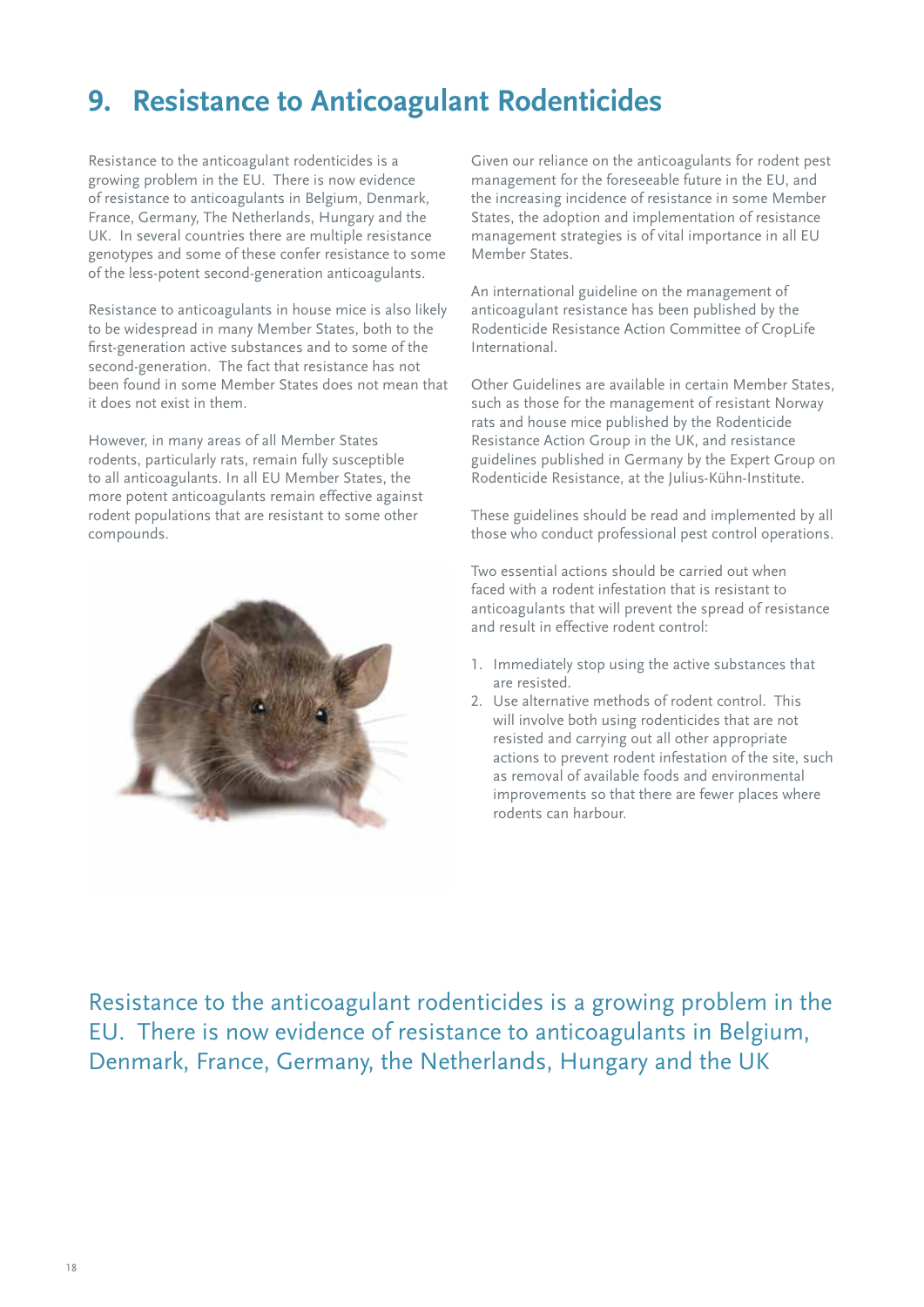# 9. Resistance to Anticoagulant Rodenticides

Resistance to the anticoagulant rodenticides is a growing problem in the EU. There is now evidence of resistance to anticoagulants in Belgium, Denmark, France, Germany, The Netherlands, Hungary and the UK. In several countries there are multiple resistance genotypes and some of these confer resistance to some of the less-potent second-generation anticoagulants.

Resistance to anticoagulants in house mice is also likely to be widespread in many Member States, both to the first-generation active substances and to some of the second-generation. The fact that resistance has not been found in some Member States does not mean that it does not exist in them.

However, in many areas of all Member States rodents, particularly rats, remain fully susceptible to all anticoagulants. In all EU Member States, the more potent anticoagulants remain effective against rodent populations that are resistant to some other compounds.

Given our reliance on the anticoagulants for rodent pest management for the foreseeable future in the EU, and the increasing incidence of resistance in some Member States, the adoption and implementation of resistance management strategies is of vital importance in all EU Member States.

An international guideline on the management of anticoagulant resistance has been published by the Rodenticide Resistance Action Committee of CropLife International.

Other Guidelines are available in certain Member States, such as those for the management of resistant Norway rats and house mice published by the Rodenticide Resistance Action Group in the UK, and resistance guidelines published in Germany by the Expert Group on Rodenticide Resistance, at the Julius-Kühn-Institute.

These guidelines should be read and implemented by all those who conduct professional pest control operations.

Two essential actions should be carried out when faced with a rodent infestation that is resistant to anticoagulants that will prevent the spread of resistance and result in effective rodent control:

1. Immediately stop using the active substances that are resisted.
2. Use alternative methods of rodent control. This will involve both using rodenticides that are not resisted and carrying out all other appropriate actions to prevent rodent infestation of the site, such as removal of available foods and environmental improvements so that there are fewer places where rodents can harbour.

Resistance to the anticoagulant rodenticides is a growing problem in the EU. There is now evidence of resistance to anticoagulants in Belgium, Denmark, France, Germany, the Netherlands, Hungary and the UK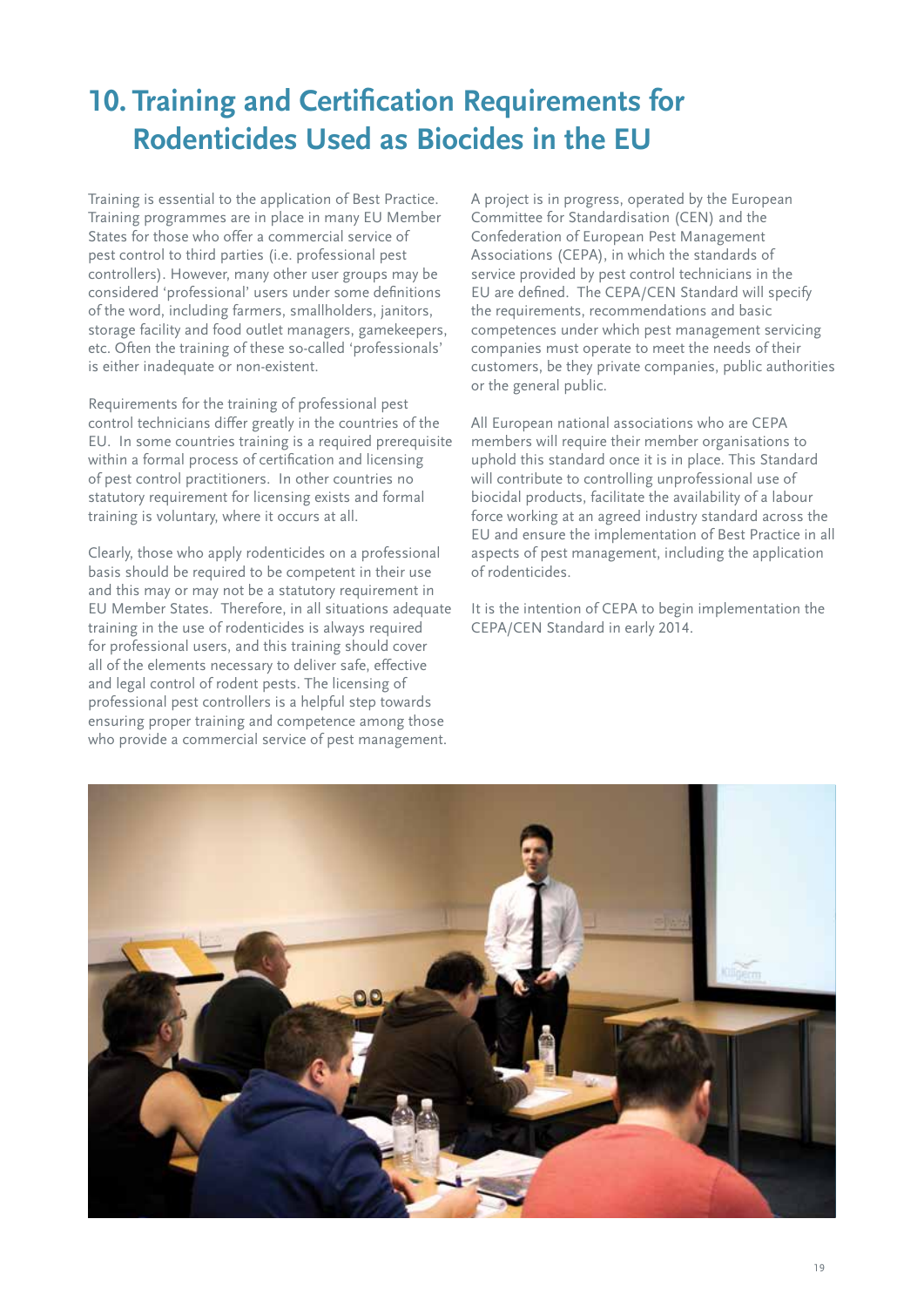# 10. Training and Certification Requirements for Rodenticides Used as Biocides in the EU

Training is essential to the application of Best Practice. Training programmes are in place in many EU Member States for those who offer a commercial service of pest control to third parties (i.e. professional pest controllers). However, many other user groups may be considered 'professional' users under some definitions of the word, including farmers, smallholders, janitors, storage facility and food outlet managers, gamekeepers, etc. Often the training of these so-called 'professionals' is either inadequate or non-existent.

Requirements for the training of professional pest control technicians differ greatly in the countries of the EU. In some countries training is a required prerequisite within a formal process of certification and licensing of pest control practitioners. In other countries no statutory requirement for licensing exists and formal training is voluntary, where it occurs at all.

Clearly, those who apply rodenticides on a professional basis should be required to be competent in their use and this may or may not be a statutory requirement in EU Member States. Therefore, in all situations adequate training in the use of rodenticides is always required for professional users, and this training should cover all of the elements necessary to deliver safe, effective and legal control of rodent pests. The licensing of professional pest controllers is a helpful step towards ensuring proper training and competence among those who provide a commercial service of pest management.

A project is in progress, operated by the European Committee for Standardisation (CEN) and the Confederation of European Pest Management Associations (CEPA), in which the standards of service provided by pest control technicians in the EU are defined. The CEPA/CEN Standard will specify the requirements, recommendations and basic competences under which pest management servicing companies must operate to meet the needs of their customers, be they private companies, public authorities or the general public.

All European national associations who are CEPA members will require their member organisations to uphold this standard once it is in place. This Standard will contribute to controlling unprofessional use of biocidal products, facilitate the availability of a labour force working at an agreed industry standard across the EU and ensure the implementation of Best Practice in all aspects of pest management, including the application of rodenticides.

It is the intention of CEPA to begin implementation the CEPA/CEN Standard in early 2014.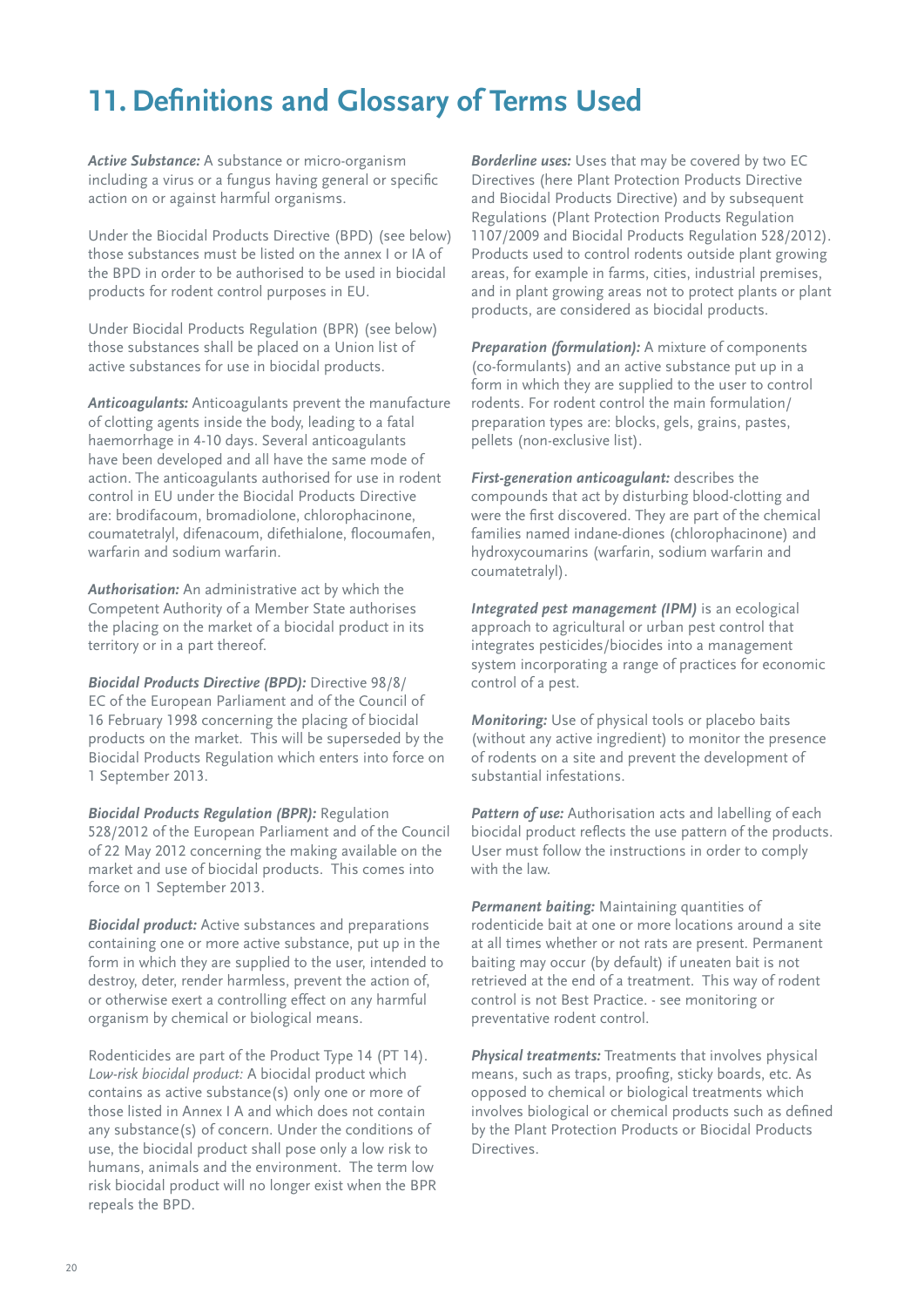# 11. Definitions and Glossary of Terms Used

***Active Substance:*** A substance or micro-organism including a virus or a fungus having general or specific action on or against harmful organisms.

Under the Biocidal Products Directive (BPD) (see below) those substances must be listed on the annex I or IA of the BPD in order to be authorised to be used in biocidal products for rodent control purposes in EU.

Under Biocidal Products Regulation (BPR) (see below) those substances shall be placed on a Union list of active substances for use in biocidal products.

***Anticoagulants:*** Anticoagulants prevent the manufacture of clotting agents inside the body, leading to a fatal haemorrhage in 4-10 days. Several anticoagulants have been developed and all have the same mode of action. The anticoagulants authorised for use in rodent control in EU under the Biocidal Products Directive are: brodifacoum, bromadiolone, chlorophacinone, coumatetralyl, difenacoum, difethialone, flocoumafen, warfarin and sodium warfarin.

***Authorisation:*** An administrative act by which the Competent Authority of a Member State authorises the placing on the market of a biocidal product in its territory or in a part thereof.

***Biocidal Products Directive (BPD):*** Directive 98/8/EC of the European Parliament and of the Council of 16 February 1998 concerning the placing of biocidal products on the market. This will be superseded by the Biocidal Products Regulation which enters into force on 1 September 2013.

***Biocidal Products Regulation (BPR):*** Regulation 528/2012 of the European Parliament and of the Council of 22 May 2012 concerning the making available on the market and use of biocidal products. This comes into force on 1 September 2013.

***Biocidal product:*** Active substances and preparations containing one or more active substance, put up in the form in which they are supplied to the user, intended to destroy, deter, render harmless, prevent the action of, or otherwise exert a controlling effect on any harmful organism by chemical or biological means.

Rodenticides are part of the Product Type 14 (PT 14).
*Low-risk biocidal product:* A biocidal product which contains as active substance(s) only one or more of those listed in Annex I A and which does not contain any substance(s) of concern. Under the conditions of use, the biocidal product shall pose only a low risk to humans, animals and the environment. The term low risk biocidal product will no longer exist when the BPR repeals the BPD.

***Borderline uses:*** Uses that may be covered by two EC Directives (here Plant Protection Products Directive and Biocidal Products Directive) and by subsequent Regulations (Plant Protection Products Regulation 1107/2009 and Biocidal Products Regulation 528/2012). Products used to control rodents outside plant growing areas, for example in farms, cities, industrial premises, and in plant growing areas not to protect plants or plant products, are considered as biocidal products.

***Preparation (formulation):*** A mixture of components (co-formulants) and an active substance put up in a form in which they are supplied to the user to control rodents. For rodent control the main formulation/preparation types are: blocks, gels, grains, pastes, pellets (non-exclusive list).

***First-generation anticoagulant:*** describes the compounds that act by disturbing blood-clotting and were the first discovered. They are part of the chemical families named indane-diones (chlorophacinone) and hydroxycoumarins (warfarin, sodium warfarin and coumatetralyl).

***Integrated pest management (IPM)*** is an ecological approach to agricultural or urban pest control that integrates pesticides/biocides into a management system incorporating a range of practices for economic control of a pest.

***Monitoring:*** Use of physical tools or placebo baits (without any active ingredient) to monitor the presence of rodents on a site and prevent the development of substantial infestations.

***Pattern of use:*** Authorisation acts and labelling of each biocidal product reflects the use pattern of the products. User must follow the instructions in order to comply with the law.

***Permanent baiting:*** Maintaining quantities of rodenticide bait at one or more locations around a site at all times whether or not rats are present. Permanent baiting may occur (by default) if uneaten bait is not retrieved at the end of a treatment. This way of rodent control is not Best Practice. - see monitoring or preventative rodent control.

***Physical treatments:*** Treatments that involves physical means, such as traps, proofing, sticky boards, etc. As opposed to chemical or biological treatments which involves biological or chemical products such as defined by the Plant Protection Products or Biocidal Products Directives.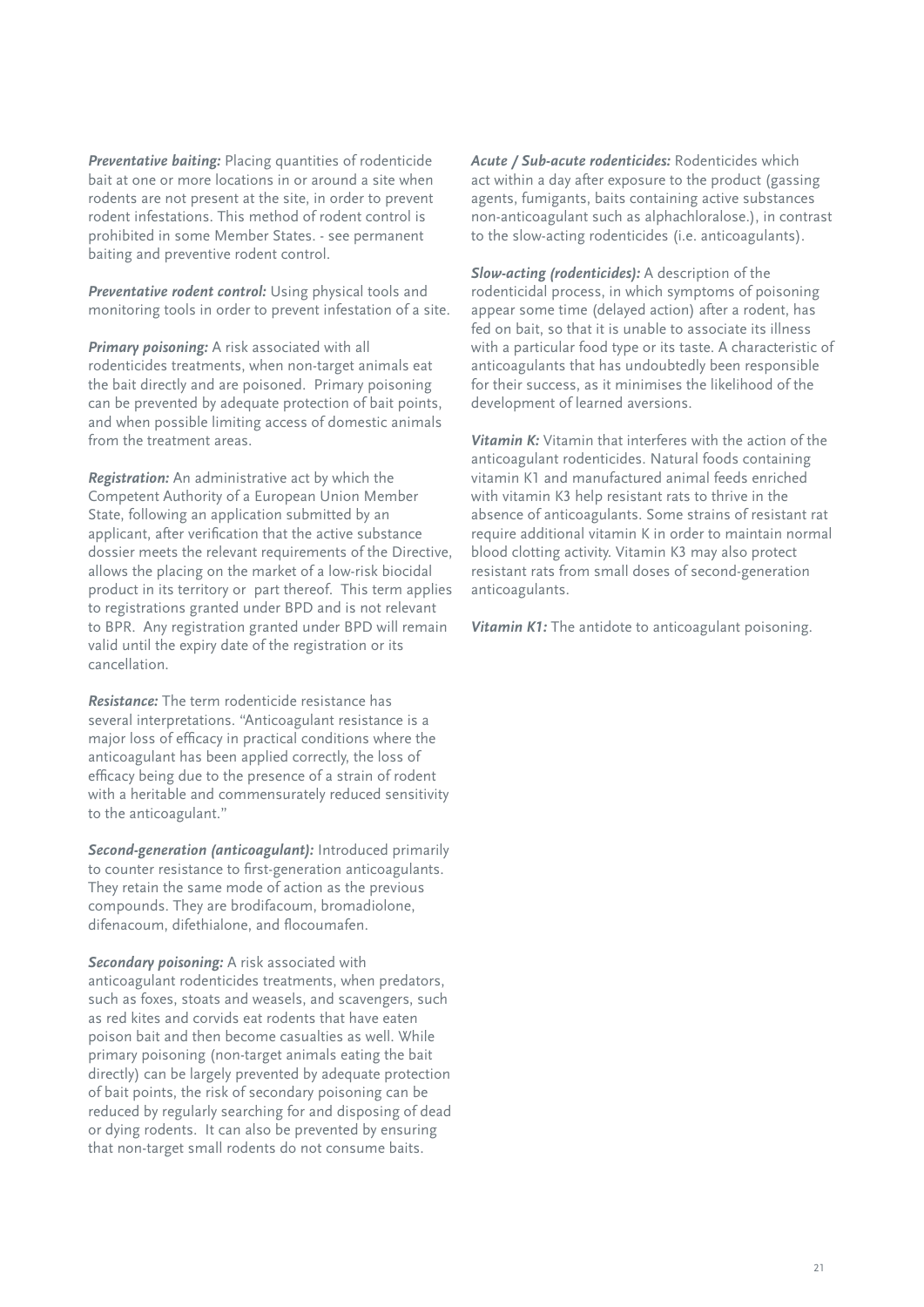***Preventative baiting:*** Placing quantities of rodenticide bait at one or more locations in or around a site when rodents are not present at the site, in order to prevent rodent infestations. This method of rodent control is prohibited in some Member States. - see permanent baiting and preventive rodent control.

***Preventative rodent control:*** Using physical tools and monitoring tools in order to prevent infestation of a site.

***Primary poisoning:*** A risk associated with all rodenticides treatments, when non-target animals eat the bait directly and are poisoned. Primary poisoning can be prevented by adequate protection of bait points, and when possible limiting access of domestic animals from the treatment areas.

***Registration:*** An administrative act by which the Competent Authority of a European Union Member State, following an application submitted by an applicant, after verification that the active substance dossier meets the relevant requirements of the Directive, allows the placing on the market of a low-risk biocidal product in its territory or part thereof. This term applies to registrations granted under BPD and is not relevant to BPR. Any registration granted under BPD will remain valid until the expiry date of the registration or its cancellation.

***Resistance:*** The term rodenticide resistance has several interpretations. "Anticoagulant resistance is a major loss of efficacy in practical conditions where the anticoagulant has been applied correctly, the loss of efficacy being due to the presence of a strain of rodent with a heritable and commensurately reduced sensitivity to the anticoagulant."

***Second-generation (anticoagulant):*** Introduced primarily to counter resistance to first-generation anticoagulants. They retain the same mode of action as the previous compounds. They are brodifacoum, bromadiolone, difenacoum, difethialone, and flocoumafen.

***Secondary poisoning:*** A risk associated with anticoagulant rodenticides treatments, when predators, such as foxes, stoats and weasels, and scavengers, such as red kites and corvids eat rodents that have eaten poison bait and then become casualties as well. While primary poisoning (non-target animals eating the bait directly) can be largely prevented by adequate protection of bait points, the risk of secondary poisoning can be reduced by regularly searching for and disposing of dead or dying rodents. It can also be prevented by ensuring that non-target small rodents do not consume baits.

***Acute / Sub-acute rodenticides:*** Rodenticides which act within a day after exposure to the product (gassing agents, fumigants, baits containing active substances non-anticoagulant such as alphachloralose.), in contrast to the slow-acting rodenticides (i.e. anticoagulants).

***Slow-acting (rodenticides):*** A description of the rodenticidal process, in which symptoms of poisoning appear some time (delayed action) after a rodent, has fed on bait, so that it is unable to associate its illness with a particular food type or its taste. A characteristic of anticoagulants that has undoubtedly been responsible for their success, as it minimises the likelihood of the development of learned aversions.

***Vitamin K:*** Vitamin that interferes with the action of the anticoagulant rodenticides. Natural foods containing vitamin K1 and manufactured animal feeds enriched with vitamin K3 help resistant rats to thrive in the absence of anticoagulants. Some strains of resistant rat require additional vitamin K in order to maintain normal blood clotting activity. Vitamin K3 may also protect resistant rats from small doses of second-generation anticoagulants.

***Vitamin K1:*** The antidote to anticoagulant poisoning.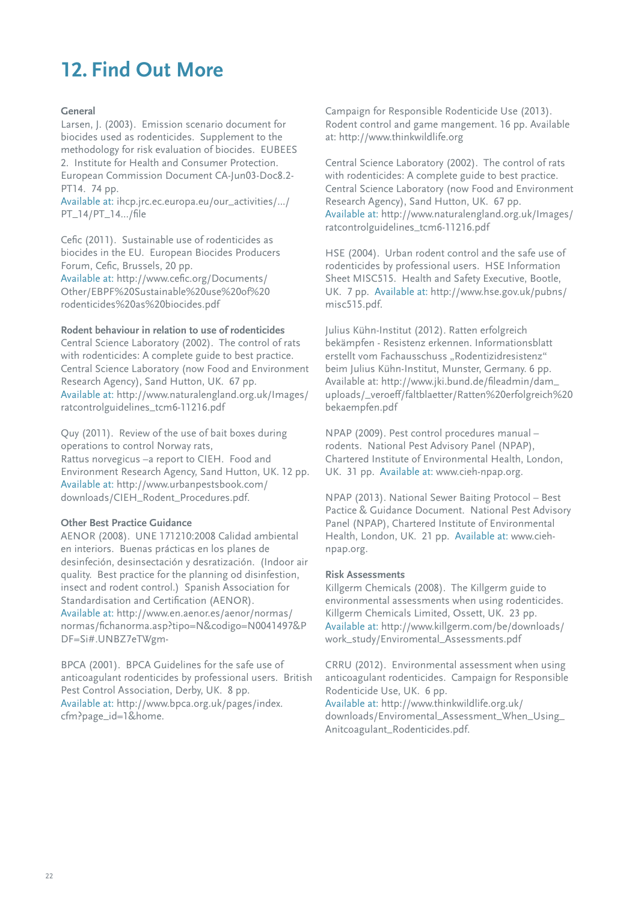# 12. Find Out More

### General

Larsen, J. (2003). Emission scenario document for biocides used as rodenticides. Supplement to the methodology for risk evaluation of biocides. EUBEES 2. Institute for Health and Consumer Protection. European Commission Document CA-Jun03-Doc8.2-PT14. 74 pp.
Available at: ihcp.jrc.ec.europa.eu/our_activities/.../PT_14/PT_14.../file

Cefic (2011). Sustainable use of rodenticides as biocides in the EU. European Biocides Producers Forum, Cefic, Brussels, 20 pp.
Available at: http://www.cefic.org/Documents/Other/EBPF%20Sustainable%20use%20of%20rodenticides%20as%20biocides.pdf

### Rodent behaviour in relation to use of rodenticides

Central Science Laboratory (2002). The control of rats with rodenticides: A complete guide to best practice. Central Science Laboratory (now Food and Environment Research Agency), Sand Hutton, UK. 67 pp.
Available at: http://www.naturalengland.org.uk/Images/ratcontrolguidelines_tcm6-11216.pdf

Quy (2011). Review of the use of bait boxes during operations to control Norway rats, Rattus norvegicus –a report to CIEH. Food and Environment Research Agency, Sand Hutton, UK. 12 pp.
Available at: http://www.urbanpestsbook.com/downloads/CIEH_Rodent_Procedures.pdf.

### Other Best Practice Guidance

AENOR (2008). UNE 171210:2008 Calidad ambiental en interiors. Buenas prácticas en los planes de desinfeción, desinsectación y desratización. (Indoor air quality. Best practice for the planning od disinfestion, insect and rodent control.) Spanish Association for Standardisation and Certification (AENOR).
Available at: http://www.en.aenor.es/aenor/normas/normas/fichanorma.asp?tipo=N&codigo=N0041497&PDF=Si#.UNBZ7eTWgm-

BPCA (2001). BPCA Guidelines for the safe use of anticoagulant rodenticides by professional users. British Pest Control Association, Derby, UK. 8 pp.
Available at: http://www.bpca.org.uk/pages/index.cfm?page_id=1&home.

Campaign for Responsible Rodenticide Use (2013). Rodent control and game mangement. 16 pp. Available at: http://www.thinkwildlife.org

Central Science Laboratory (2002). The control of rats with rodenticides: A complete guide to best practice. Central Science Laboratory (now Food and Environment Research Agency), Sand Hutton, UK. 67 pp.
Available at: http://www.naturalengland.org.uk/Images/ratcontrolguidelines_tcm6-11216.pdf

HSE (2004). Urban rodent control and the safe use of rodenticides by professional users. HSE Information Sheet MISC515. Health and Safety Executive, Bootle, UK. 7 pp. Available at: http://www.hse.gov.uk/pubns/misc515.pdf.

Julius Kühn-Institut (2012). Ratten erfolgreich bekämpfen - Resistenz erkennen. Informationsblatt erstellt vom Fachausschuss „Rodentizidresistenz" beim Julius Kühn-Institut, Munster, Germany. 6 pp. Available at: http://www.jki.bund.de/fileadmin/dam_uploads/_veroeff/faltblaetter/Ratten%20erfolgreich%20bekaempfen.pdf

NPAP (2009). Pest control procedures manual – rodents. National Pest Advisory Panel (NPAP), Chartered Institute of Environmental Health, London, UK. 31 pp. Available at: www.cieh-npap.org.

NPAP (2013). National Sewer Baiting Protocol – Best Pactice & Guidance Document. National Pest Advisory Panel (NPAP), Chartered Institute of Environmental Health, London, UK. 21 pp. Available at: www.cieh-npap.org.

### Risk Assessments

Killgerm Chemicals (2008). The Killgerm guide to environmental assessments when using rodenticides. Killgerm Chemicals Limited, Ossett, UK. 23 pp.
Available at: http://www.killgerm.com/be/downloads/work_study/Enviromental_Assessments.pdf

CRRU (2012). Environmental assessment when using anticoagulant rodenticides. Campaign for Responsible Rodenticide Use, UK. 6 pp.
Available at: http://www.thinkwildlife.org.uk/downloads/Enviromental_Assessment_When_Using_Anitcoagulant_Rodenticides.pdf.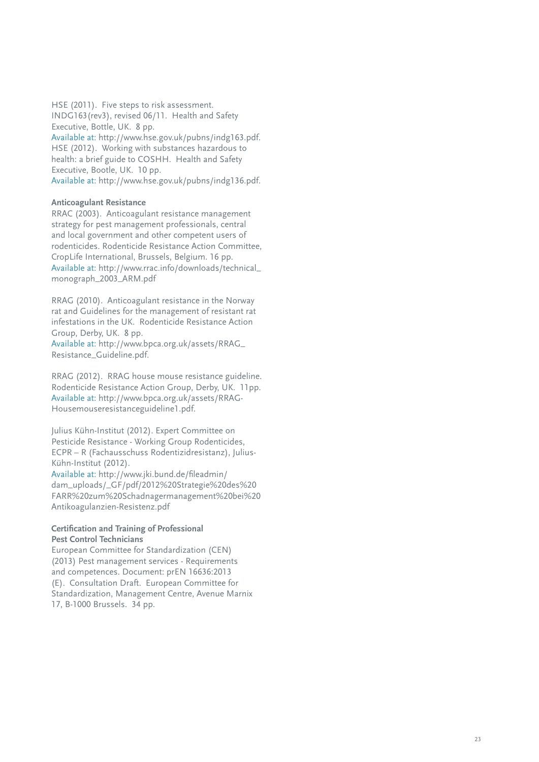HSE (2011). Five steps to risk assessment. INDG163(rev3), revised 06/11. Health and Safety Executive, Bottle, UK. 8 pp.
Available at: http://www.hse.gov.uk/pubns/indg163.pdf.

HSE (2012). Working with substances hazardous to health: a brief guide to COSHH. Health and Safety Executive, Bootle, UK. 10 pp.
Available at: http://www.hse.gov.uk/pubns/indg136.pdf.

**Anticoagulant Resistance**

RRAC (2003). Anticoagulant resistance management strategy for pest management professionals, central and local government and other competent users of rodenticides. Rodenticide Resistance Action Committee, CropLife International, Brussels, Belgium. 16 pp.
Available at: http://www.rrac.info/downloads/technical_monograph_2003_ARM.pdf

RRAG (2010). Anticoagulant resistance in the Norway rat and Guidelines for the management of resistant rat infestations in the UK. Rodenticide Resistance Action Group, Derby, UK. 8 pp.
Available at: http://www.bpca.org.uk/assets/RRAG_Resistance_Guideline.pdf.

RRAG (2012). RRAG house mouse resistance guideline. Rodenticide Resistance Action Group, Derby, UK. 11pp.
Available at: http://www.bpca.org.uk/assets/RRAG-Housemouseresistanceguideline1.pdf.

Julius Kühn-Institut (2012). Expert Committee on Pesticide Resistance - Working Group Rodenticides, ECPR – R (Fachausschuss Rodentizidresistanz), Julius-Kühn-Institut (2012).
Available at: http://www.jki.bund.de/fileadmin/dam_uploads/_GF/pdf/2012%20Strategie%20des%20FARR%20zum%20Schadnagermanagement%20bei%20Antikoagulanzien-Resistenz.pdf

**Certification and Training of Professional Pest Control Technicians**

European Committee for Standardization (CEN) (2013) Pest management services - Requirements and competences. Document: prEN 16636:2013 (E). Consultation Draft. European Committee for Standardization, Management Centre, Avenue Marnix 17, B-1000 Brussels. 34 pp.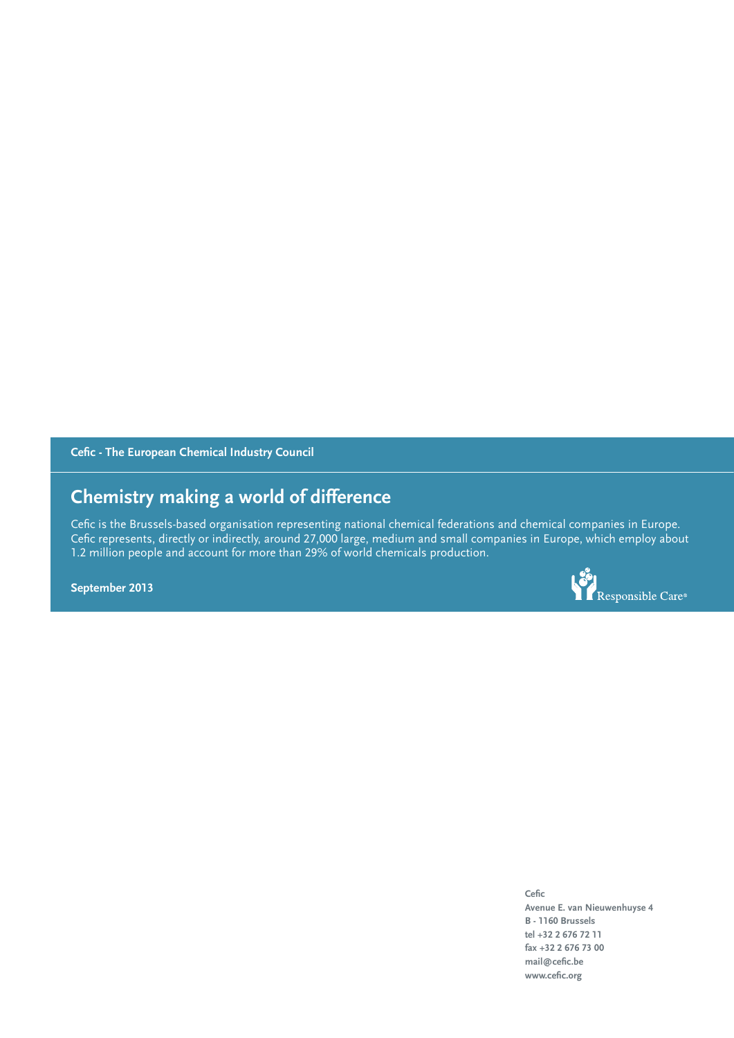**Cefic - The European Chemical Industry Council**

## Chemistry making a world of difference

Cefic is the Brussels-based organisation representing national chemical federations and chemical companies in Europe. Cefic represents, directly or indirectly, around 27,000 large, medium and small companies in Europe, which employ about 1.2 million people and account for more than 29% of world chemicals production.

**September 2013**

Responsible Care®

**Cefic**
**Avenue E. van Nieuwenhuyse 4**
**B - 1160 Brussels**
**tel +32 2 676 72 11**
**fax +32 2 676 73 00**
**mail@cefic.be**
**www.cefic.org**